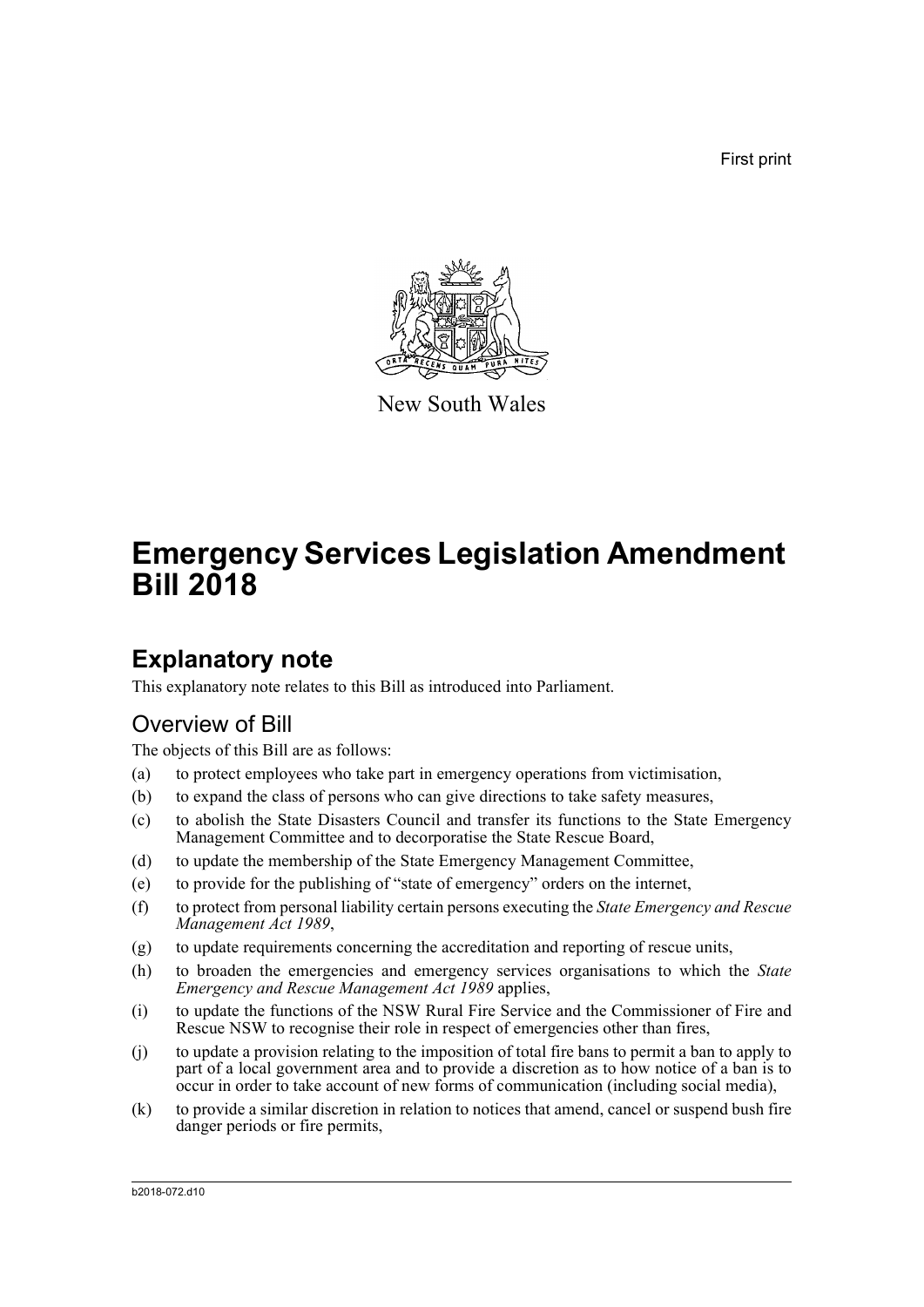First print

New South Wales

# Emergency Services Legislation Amendment Bill 2018

## Explanatory note

This explanatory note relates to this Bill as introduced into Parliament.

### Overview of Bill

The objects of this Bill are as follows:

(a) to protect employees who take part in emergency operations from victimisation,

(b) to expand the class of persons who can give directions to take safety measures,

(c) to abolish the State Disasters Council and transfer its functions to the State Emergency Management Committee and to decorporatise the State Rescue Board,

(d) to update the membership of the State Emergency Management Committee,

(e) to provide for the publishing of "state of emergency" orders on the internet,

(f) to protect from personal liability certain persons executing the *State Emergency and Rescue Management Act 1989*,

(g) to update requirements concerning the accreditation and reporting of rescue units,

(h) to broaden the emergencies and emergency services organisations to which the *State Emergency and Rescue Management Act 1989* applies,

(i) to update the functions of the NSW Rural Fire Service and the Commissioner of Fire and Rescue NSW to recognise their role in respect of emergencies other than fires,

(j) to update a provision relating to the imposition of total fire bans to permit a ban to apply to part of a local government area and to provide a discretion as to how notice of a ban is to occur in order to take account of new forms of communication (including social media),

(k) to provide a similar discretion in relation to notices that amend, cancel or suspend bush fire danger periods or fire permits,

b2018-072.d10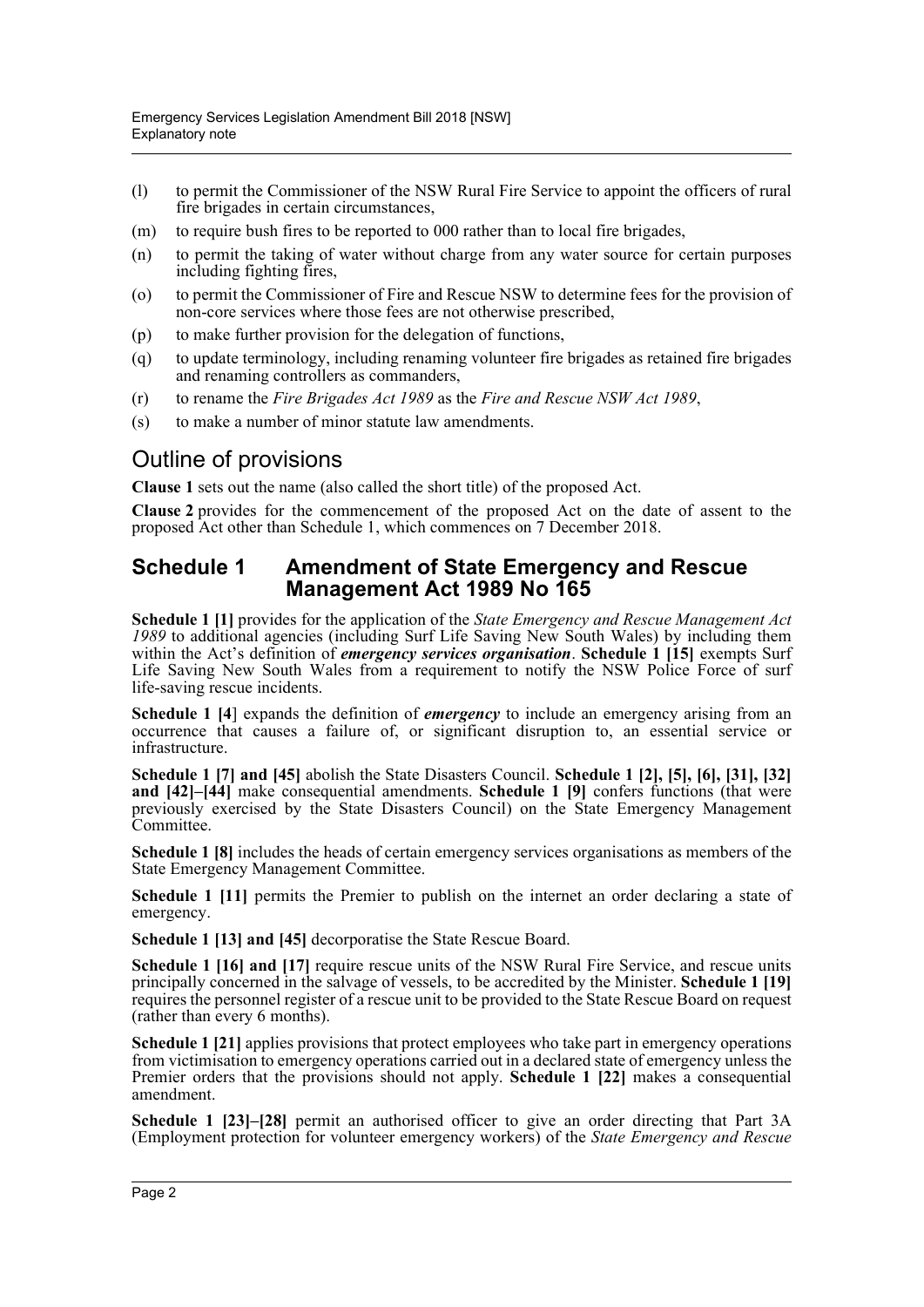(l) to permit the Commissioner of the NSW Rural Fire Service to appoint the officers of rural fire brigades in certain circumstances,

(m) to require bush fires to be reported to 000 rather than to local fire brigades,

(n) to permit the taking of water without charge from any water source for certain purposes including fighting fires,

(o) to permit the Commissioner of Fire and Rescue NSW to determine fees for the provision of non-core services where those fees are not otherwise prescribed,

(p) to make further provision for the delegation of functions,

(q) to update terminology, including renaming volunteer fire brigades as retained fire brigades and renaming controllers as commanders,

(r) to rename the *Fire Brigades Act 1989* as the *Fire and Rescue NSW Act 1989*,

(s) to make a number of minor statute law amendments.

## Outline of provisions

**Clause 1** sets out the name (also called the short title) of the proposed Act.

**Clause 2** provides for the commencement of the proposed Act on the date of assent to the proposed Act other than Schedule 1, which commences on 7 December 2018.

## Schedule 1 Amendment of State Emergency and Rescue Management Act 1989 No 165

**Schedule 1 [1]** provides for the application of the *State Emergency and Rescue Management Act 1989* to additional agencies (including Surf Life Saving New South Wales) by including them within the Act's definition of ***emergency services organisation***. **Schedule 1 [15]** exempts Surf Life Saving New South Wales from a requirement to notify the NSW Police Force of surf life-saving rescue incidents.

**Schedule 1 [4**] expands the definition of ***emergency*** to include an emergency arising from an occurrence that causes a failure of, or significant disruption to, an essential service or infrastructure.

**Schedule 1 [7] and [45]** abolish the State Disasters Council. **Schedule 1 [2], [5], [6], [31], [32] and [42]–[44]** make consequential amendments. **Schedule 1 [9]** confers functions (that were previously exercised by the State Disasters Council) on the State Emergency Management Committee.

**Schedule 1 [8]** includes the heads of certain emergency services organisations as members of the State Emergency Management Committee.

**Schedule 1 [11]** permits the Premier to publish on the internet an order declaring a state of emergency.

**Schedule 1 [13] and [45]** decorporatise the State Rescue Board.

**Schedule 1 [16] and [17]** require rescue units of the NSW Rural Fire Service, and rescue units principally concerned in the salvage of vessels, to be accredited by the Minister. **Schedule 1 [19]** requires the personnel register of a rescue unit to be provided to the State Rescue Board on request (rather than every 6 months).

**Schedule 1 [21]** applies provisions that protect employees who take part in emergency operations from victimisation to emergency operations carried out in a declared state of emergency unless the Premier orders that the provisions should not apply. **Schedule 1 [22]** makes a consequential amendment.

**Schedule 1 [23]–[28]** permit an authorised officer to give an order directing that Part 3A (Employment protection for volunteer emergency workers) of the *State Emergency and Rescue*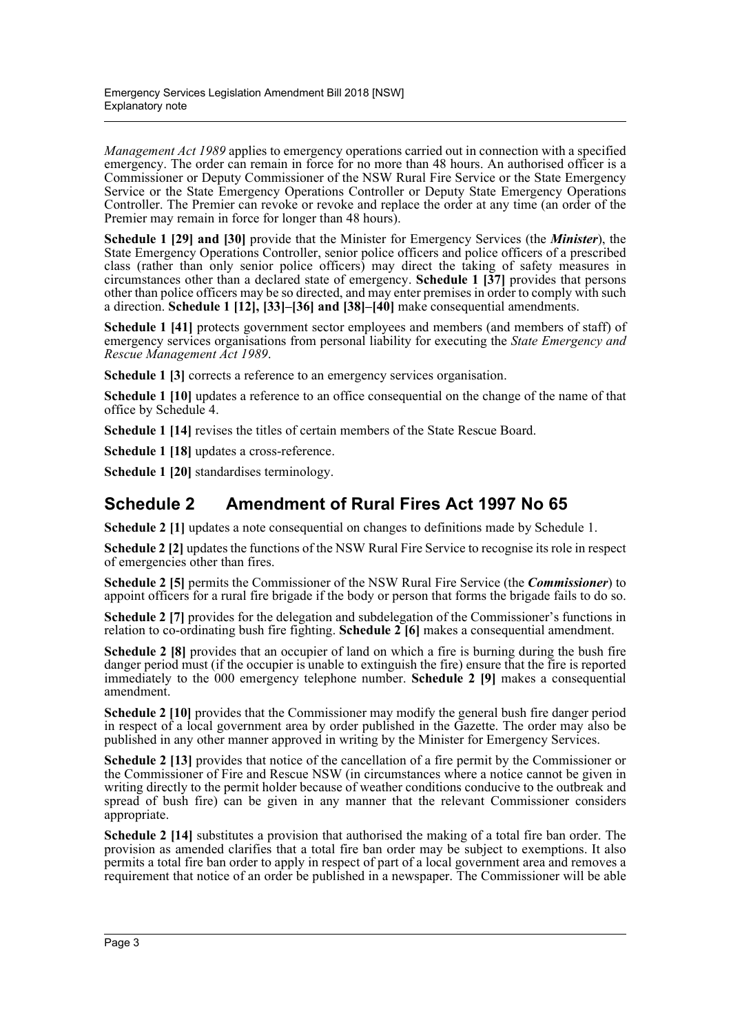*Management Act 1989* applies to emergency operations carried out in connection with a specified emergency. The order can remain in force for no more than 48 hours. An authorised officer is a Commissioner or Deputy Commissioner of the NSW Rural Fire Service or the State Emergency Service or the State Emergency Operations Controller or Deputy State Emergency Operations Controller. The Premier can revoke or revoke and replace the order at any time (an order of the Premier may remain in force for longer than 48 hours).

**Schedule 1 [29] and [30]** provide that the Minister for Emergency Services (the ***Minister***), the State Emergency Operations Controller, senior police officers and police officers of a prescribed class (rather than only senior police officers) may direct the taking of safety measures in circumstances other than a declared state of emergency. **Schedule 1 [37]** provides that persons other than police officers may be so directed, and may enter premises in order to comply with such a direction. **Schedule 1 [12], [33]–[36] and [38]–[40]** make consequential amendments.

**Schedule 1 [41]** protects government sector employees and members (and members of staff) of emergency services organisations from personal liability for executing the *State Emergency and Rescue Management Act 1989*.

**Schedule 1 [3]** corrects a reference to an emergency services organisation.

**Schedule 1 [10]** updates a reference to an office consequential on the change of the name of that office by Schedule 4.

**Schedule 1 [14]** revises the titles of certain members of the State Rescue Board.

**Schedule 1 [18]** updates a cross-reference.

**Schedule 1 [20]** standardises terminology.

## Schedule 2 Amendment of Rural Fires Act 1997 No 65

**Schedule 2 [1]** updates a note consequential on changes to definitions made by Schedule 1.

**Schedule 2 [2]** updates the functions of the NSW Rural Fire Service to recognise its role in respect of emergencies other than fires.

**Schedule 2 [5]** permits the Commissioner of the NSW Rural Fire Service (the ***Commissioner***) to appoint officers for a rural fire brigade if the body or person that forms the brigade fails to do so.

**Schedule 2 [7]** provides for the delegation and subdelegation of the Commissioner's functions in relation to co-ordinating bush fire fighting. **Schedule 2 [6]** makes a consequential amendment.

**Schedule 2 [8]** provides that an occupier of land on which a fire is burning during the bush fire danger period must (if the occupier is unable to extinguish the fire) ensure that the fire is reported immediately to the 000 emergency telephone number. **Schedule 2 [9]** makes a consequential amendment.

**Schedule 2 [10]** provides that the Commissioner may modify the general bush fire danger period in respect of a local government area by order published in the Gazette. The order may also be published in any other manner approved in writing by the Minister for Emergency Services.

**Schedule 2 [13]** provides that notice of the cancellation of a fire permit by the Commissioner or the Commissioner of Fire and Rescue NSW (in circumstances where a notice cannot be given in writing directly to the permit holder because of weather conditions conducive to the outbreak and spread of bush fire) can be given in any manner that the relevant Commissioner considers appropriate.

**Schedule 2 [14]** substitutes a provision that authorised the making of a total fire ban order. The provision as amended clarifies that a total fire ban order may be subject to exemptions. It also permits a total fire ban order to apply in respect of part of a local government area and removes a requirement that notice of an order be published in a newspaper. The Commissioner will be able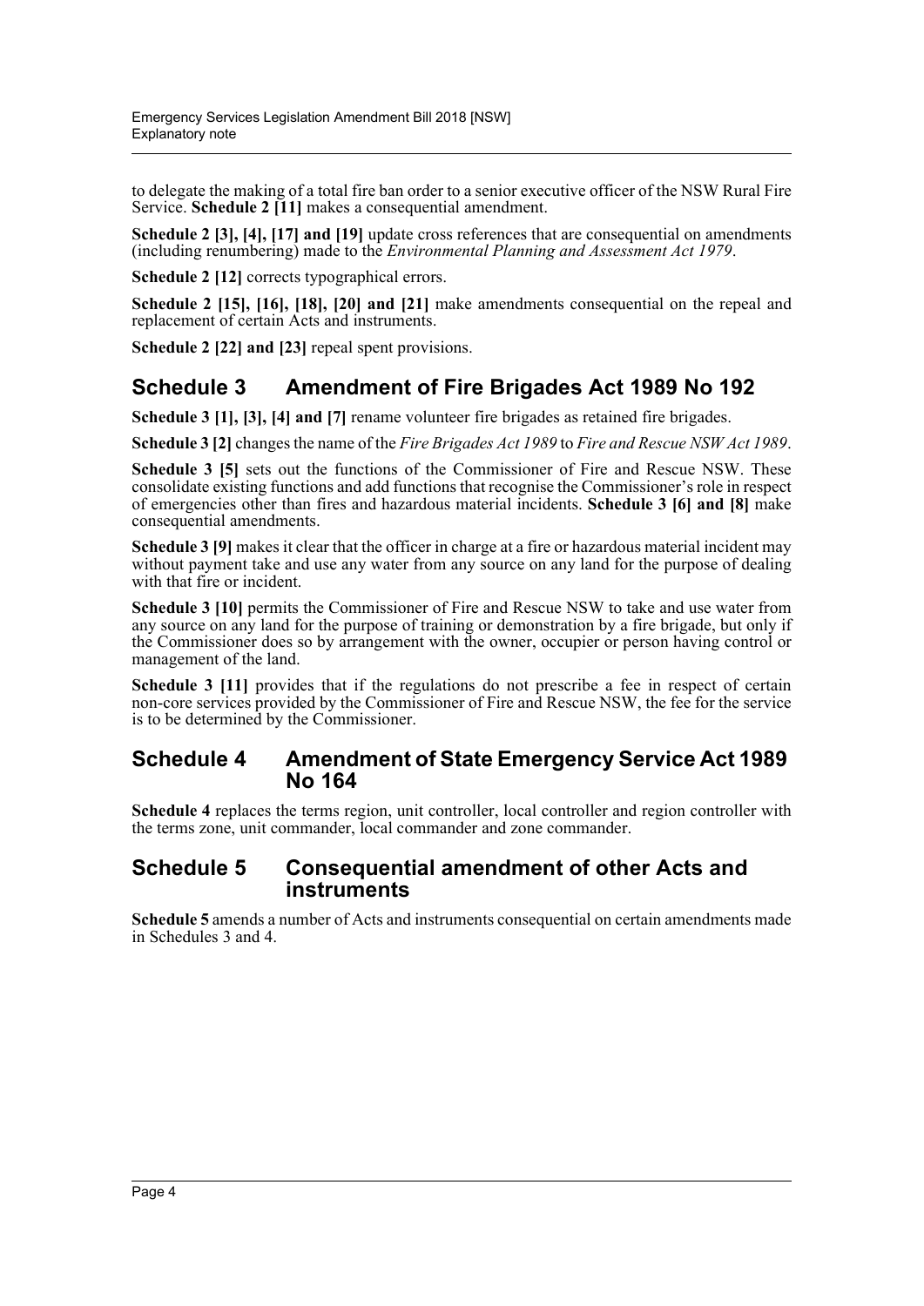to delegate the making of a total fire ban order to a senior executive officer of the NSW Rural Fire Service. **Schedule 2 [11]** makes a consequential amendment.

**Schedule 2 [3], [4], [17] and [19]** update cross references that are consequential on amendments (including renumbering) made to the *Environmental Planning and Assessment Act 1979*.

**Schedule 2 [12]** corrects typographical errors.

**Schedule 2 [15], [16], [18], [20] and [21]** make amendments consequential on the repeal and replacement of certain Acts and instruments.

**Schedule 2 [22] and [23]** repeal spent provisions.

## Schedule 3 Amendment of Fire Brigades Act 1989 No 192

**Schedule 3 [1], [3], [4] and [7]** rename volunteer fire brigades as retained fire brigades.

**Schedule 3 [2]** changes the name of the *Fire Brigades Act 1989* to *Fire and Rescue NSW Act 1989*.

**Schedule 3 [5]** sets out the functions of the Commissioner of Fire and Rescue NSW. These consolidate existing functions and add functions that recognise the Commissioner's role in respect of emergencies other than fires and hazardous material incidents. **Schedule 3 [6] and [8]** make consequential amendments.

**Schedule 3 [9]** makes it clear that the officer in charge at a fire or hazardous material incident may without payment take and use any water from any source on any land for the purpose of dealing with that fire or incident.

**Schedule 3 [10]** permits the Commissioner of Fire and Rescue NSW to take and use water from any source on any land for the purpose of training or demonstration by a fire brigade, but only if the Commissioner does so by arrangement with the owner, occupier or person having control or management of the land.

**Schedule 3 [11]** provides that if the regulations do not prescribe a fee in respect of certain non-core services provided by the Commissioner of Fire and Rescue NSW, the fee for the service is to be determined by the Commissioner.

## Schedule 4 Amendment of State Emergency Service Act 1989 No 164

**Schedule 4** replaces the terms region, unit controller, local controller and region controller with the terms zone, unit commander, local commander and zone commander.

## Schedule 5 Consequential amendment of other Acts and instruments

**Schedule 5** amends a number of Acts and instruments consequential on certain amendments made in Schedules 3 and 4.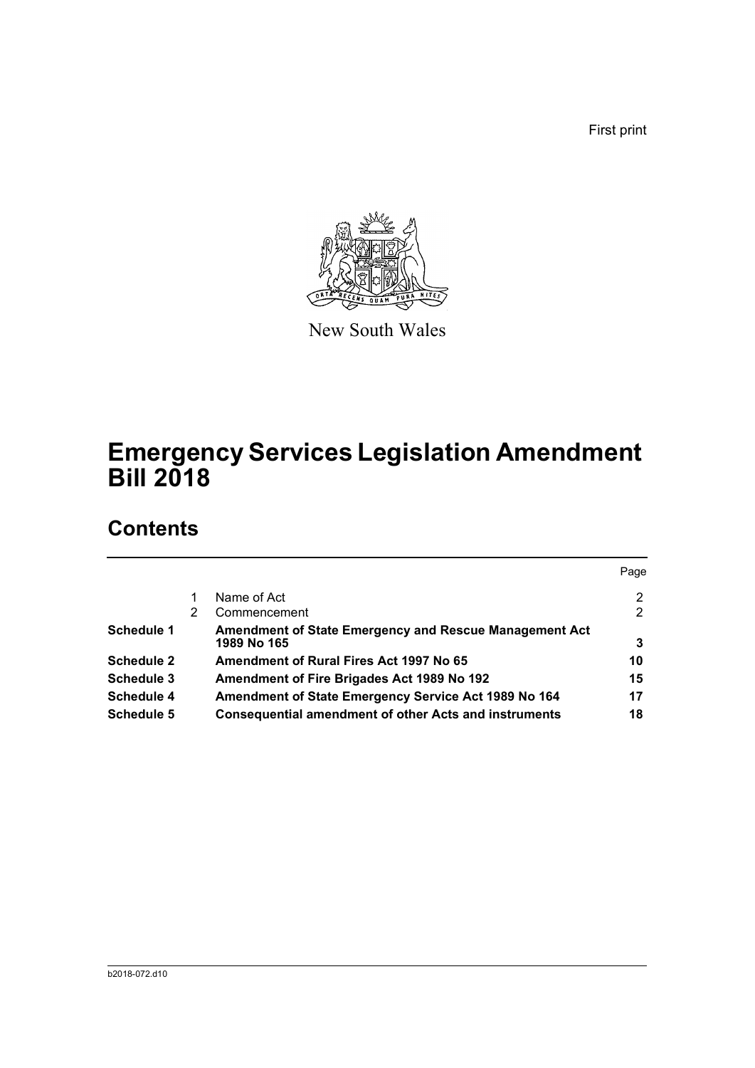First print

New South Wales

# Emergency Services Legislation Amendment Bill 2018

## Contents

| | | | Page |
|---|---|---|---|
| | 1 | Name of Act | 2 |
| | 2 | Commencement | 2 |
| **Schedule 1** | | **Amendment of State Emergency and Rescue Management Act 1989 No 165** | **3** |
| **Schedule 2** | | **Amendment of Rural Fires Act 1997 No 65** | **10** |
| **Schedule 3** | | **Amendment of Fire Brigades Act 1989 No 192** | **15** |
| **Schedule 4** | | **Amendment of State Emergency Service Act 1989 No 164** | **17** |
| **Schedule 5** | | **Consequential amendment of other Acts and instruments** | **18** |

b2018-072.d10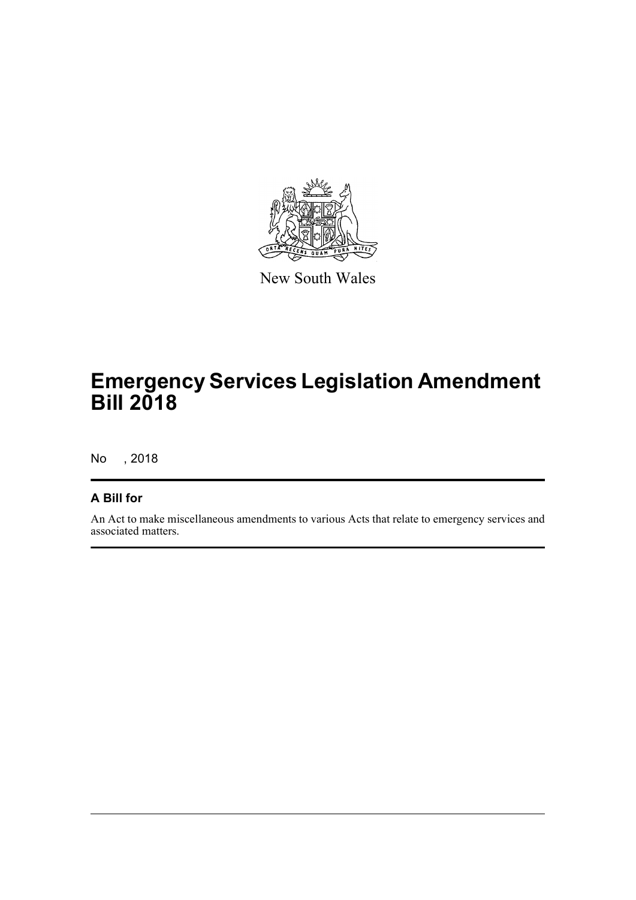New South Wales

# Emergency Services Legislation Amendment Bill 2018

No , 2018

## A Bill for

An Act to make miscellaneous amendments to various Acts that relate to emergency services and associated matters.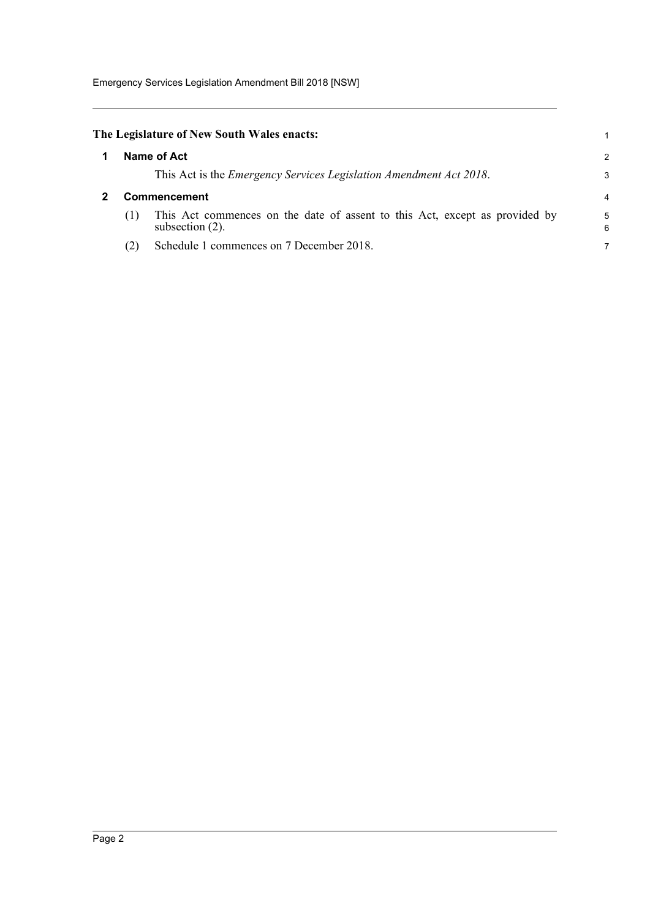**The Legislature of New South Wales enacts:**

## 1 Name of Act

This Act is the *Emergency Services Legislation Amendment Act 2018*.

## 2 Commencement

(1) This Act commences on the date of assent to this Act, except as provided by subsection (2).

(2) Schedule 1 commences on 7 December 2018.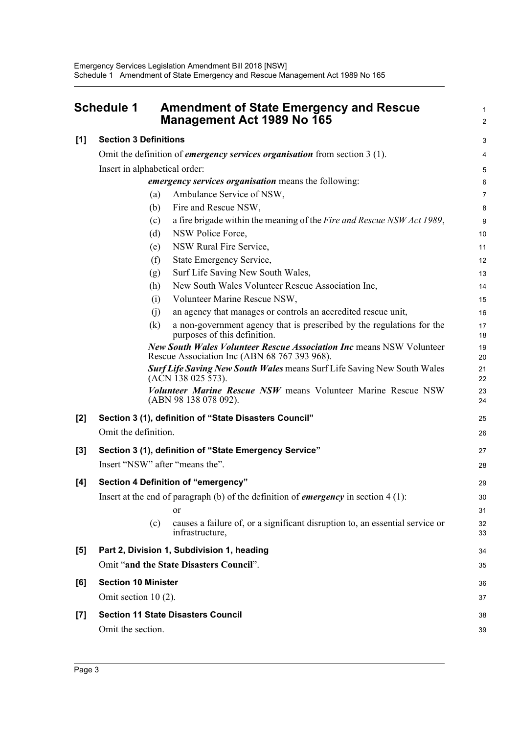# Schedule 1 Amendment of State Emergency and Rescue Management Act 1989 No 165

**[1] Section 3 Definitions**

Omit the definition of ***emergency services organisation*** from section 3 (1).

Insert in alphabetical order:

> ***emergency services organisation*** means the following:
>
> (a) Ambulance Service of NSW,
>
> (b) Fire and Rescue NSW,
>
> (c) a fire brigade within the meaning of the *Fire and Rescue NSW Act 1989*,
>
> (d) NSW Police Force,
>
> (e) NSW Rural Fire Service,
>
> (f) State Emergency Service,
>
> (g) Surf Life Saving New South Wales,
>
> (h) New South Wales Volunteer Rescue Association Inc,
>
> (i) Volunteer Marine Rescue NSW,
>
> (j) an agency that manages or controls an accredited rescue unit,
>
> (k) a non-government agency that is prescribed by the regulations for the purposes of this definition.
>
> ***New South Wales Volunteer Rescue Association Inc*** means NSW Volunteer Rescue Association Inc (ABN 68 767 393 968).
>
> ***Surf Life Saving New South Wales*** means Surf Life Saving New South Wales (ACN 138 025 573).
>
> ***Volunteer Marine Rescue NSW*** means Volunteer Marine Rescue NSW (ABN 98 138 078 092).

**[2] Section 3 (1), definition of "State Disasters Council"**

Omit the definition.

**[3] Section 3 (1), definition of "State Emergency Service"**

Insert "NSW" after "means the".

**[4] Section 4 Definition of "emergency"**

Insert at the end of paragraph (b) of the definition of ***emergency*** in section 4 (1):

> or
>
> (c) causes a failure of, or a significant disruption to, an essential service or infrastructure,

**[5] Part 2, Division 1, Subdivision 1, heading**

Omit "**and the State Disasters Council**".

**[6] Section 10 Minister**

Omit section 10 (2).

**[7] Section 11 State Disasters Council**

Omit the section.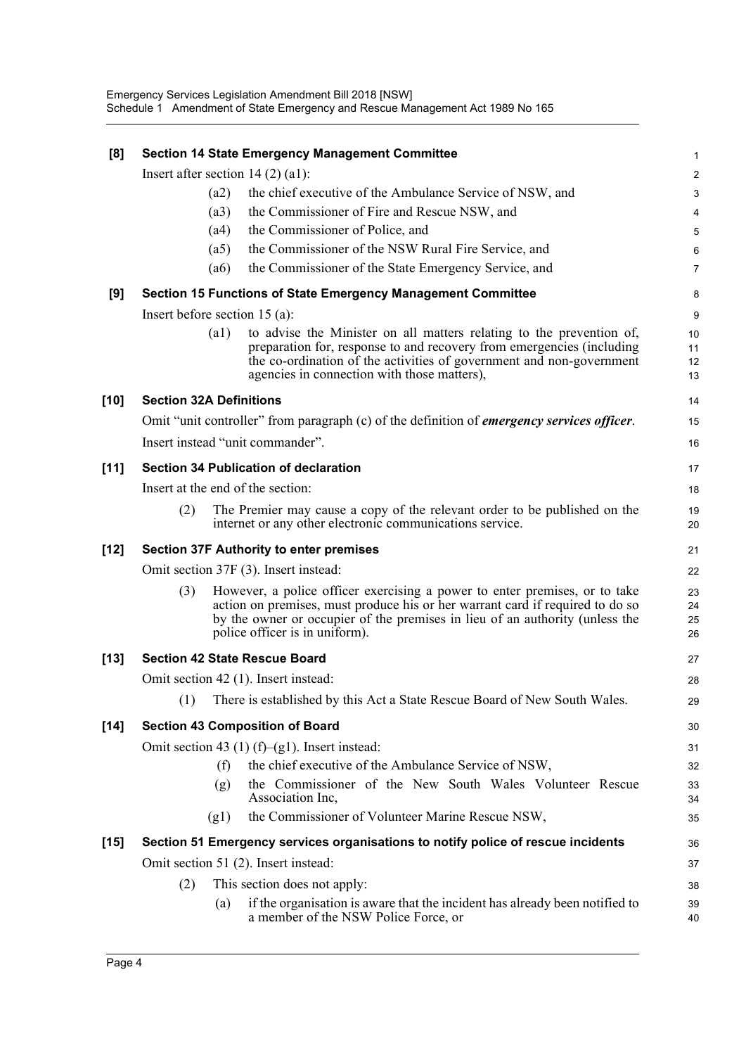**[8] Section 14 State Emergency Management Committee**

Insert after section 14 (2) (a1):

- (a2) the chief executive of the Ambulance Service of NSW, and
- (a3) the Commissioner of Fire and Rescue NSW, and
- (a4) the Commissioner of Police, and
- (a5) the Commissioner of the NSW Rural Fire Service, and
- (a6) the Commissioner of the State Emergency Service, and

**[9] Section 15 Functions of State Emergency Management Committee**

Insert before section 15 (a):

- (a1) to advise the Minister on all matters relating to the prevention of, preparation for, response to and recovery from emergencies (including the co-ordination of the activities of government and non-government agencies in connection with those matters),

**[10] Section 32A Definitions**

Omit "unit controller" from paragraph (c) of the definition of ***emergency services officer***.

Insert instead "unit commander".

**[11] Section 34 Publication of declaration**

Insert at the end of the section:

(2) The Premier may cause a copy of the relevant order to be published on the internet or any other electronic communications service.

**[12] Section 37F Authority to enter premises**

Omit section 37F (3). Insert instead:

(3) However, a police officer exercising a power to enter premises, or to take action on premises, must produce his or her warrant card if required to do so by the owner or occupier of the premises in lieu of an authority (unless the police officer is in uniform).

**[13] Section 42 State Rescue Board**

Omit section 42 (1). Insert instead:

(1) There is established by this Act a State Rescue Board of New South Wales.

**[14] Section 43 Composition of Board**

Omit section 43 (1) (f)–(g1). Insert instead:

- (f) the chief executive of the Ambulance Service of NSW,
- (g) the Commissioner of the New South Wales Volunteer Rescue Association Inc,
- (g1) the Commissioner of Volunteer Marine Rescue NSW,

**[15] Section 51 Emergency services organisations to notify police of rescue incidents**

Omit section 51 (2). Insert instead:

(2) This section does not apply:

- (a) if the organisation is aware that the incident has already been notified to a member of the NSW Police Force, or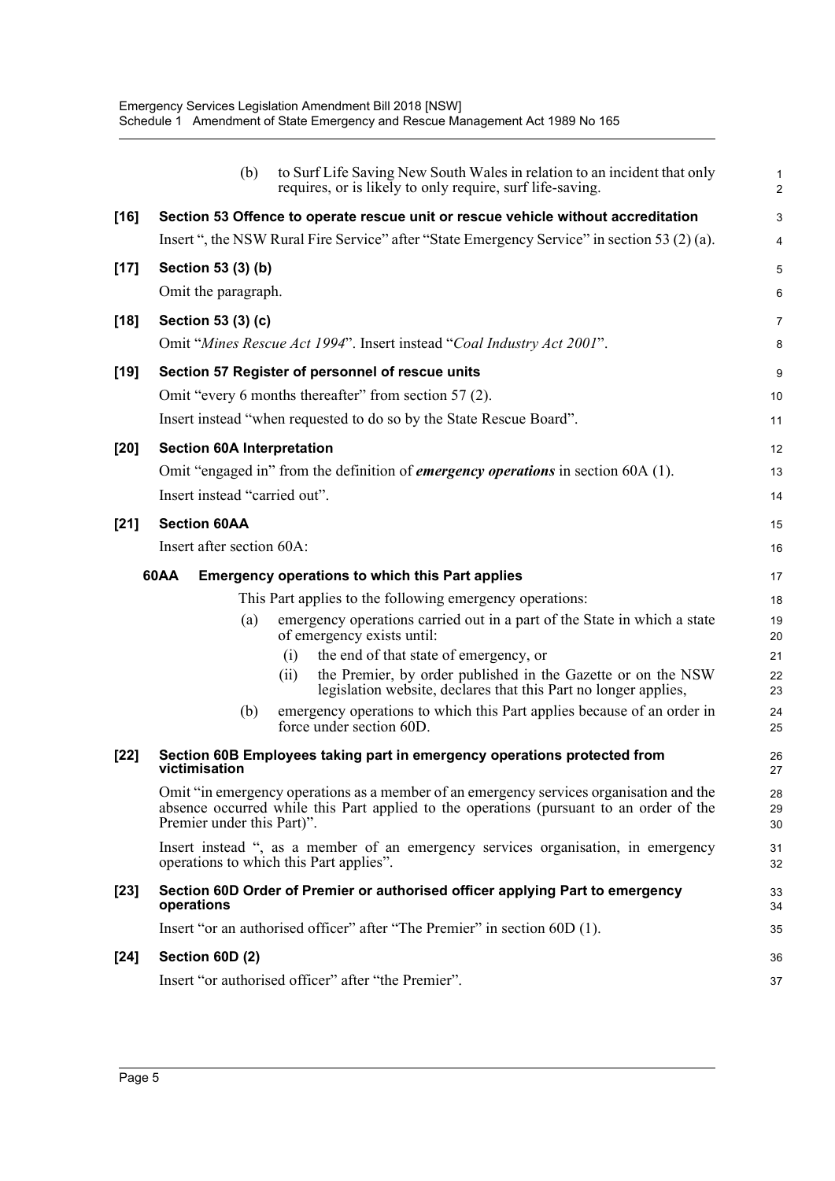(b) to Surf Life Saving New South Wales in relation to an incident that only requires, or is likely to only require, surf life-saving.

**[16] Section 53 Offence to operate rescue unit or rescue vehicle without accreditation**

Insert ", the NSW Rural Fire Service" after "State Emergency Service" in section 53 (2) (a).

**[17] Section 53 (3) (b)**

Omit the paragraph.

**[18] Section 53 (3) (c)**

Omit "*Mines Rescue Act 1994*". Insert instead "*Coal Industry Act 2001*".

**[19] Section 57 Register of personnel of rescue units**

Omit "every 6 months thereafter" from section 57 (2).

Insert instead "when requested to do so by the State Rescue Board".

**[20] Section 60A Interpretation**

Omit "engaged in" from the definition of ***emergency operations*** in section 60A (1).

Insert instead "carried out".

**[21] Section 60AA**

Insert after section 60A:

**60AA Emergency operations to which this Part applies**

This Part applies to the following emergency operations:

(a) emergency operations carried out in a part of the State in which a state of emergency exists until:

(i) the end of that state of emergency, or

(ii) the Premier, by order published in the Gazette or on the NSW legislation website, declares that this Part no longer applies,

(b) emergency operations to which this Part applies because of an order in force under section 60D.

**[22] Section 60B Employees taking part in emergency operations protected from victimisation**

Omit "in emergency operations as a member of an emergency services organisation and the absence occurred while this Part applied to the operations (pursuant to an order of the Premier under this Part)".

Insert instead ", as a member of an emergency services organisation, in emergency operations to which this Part applies".

**[23] Section 60D Order of Premier or authorised officer applying Part to emergency operations**

Insert "or an authorised officer" after "The Premier" in section 60D (1).

**[24] Section 60D (2)**

Insert "or authorised officer" after "the Premier".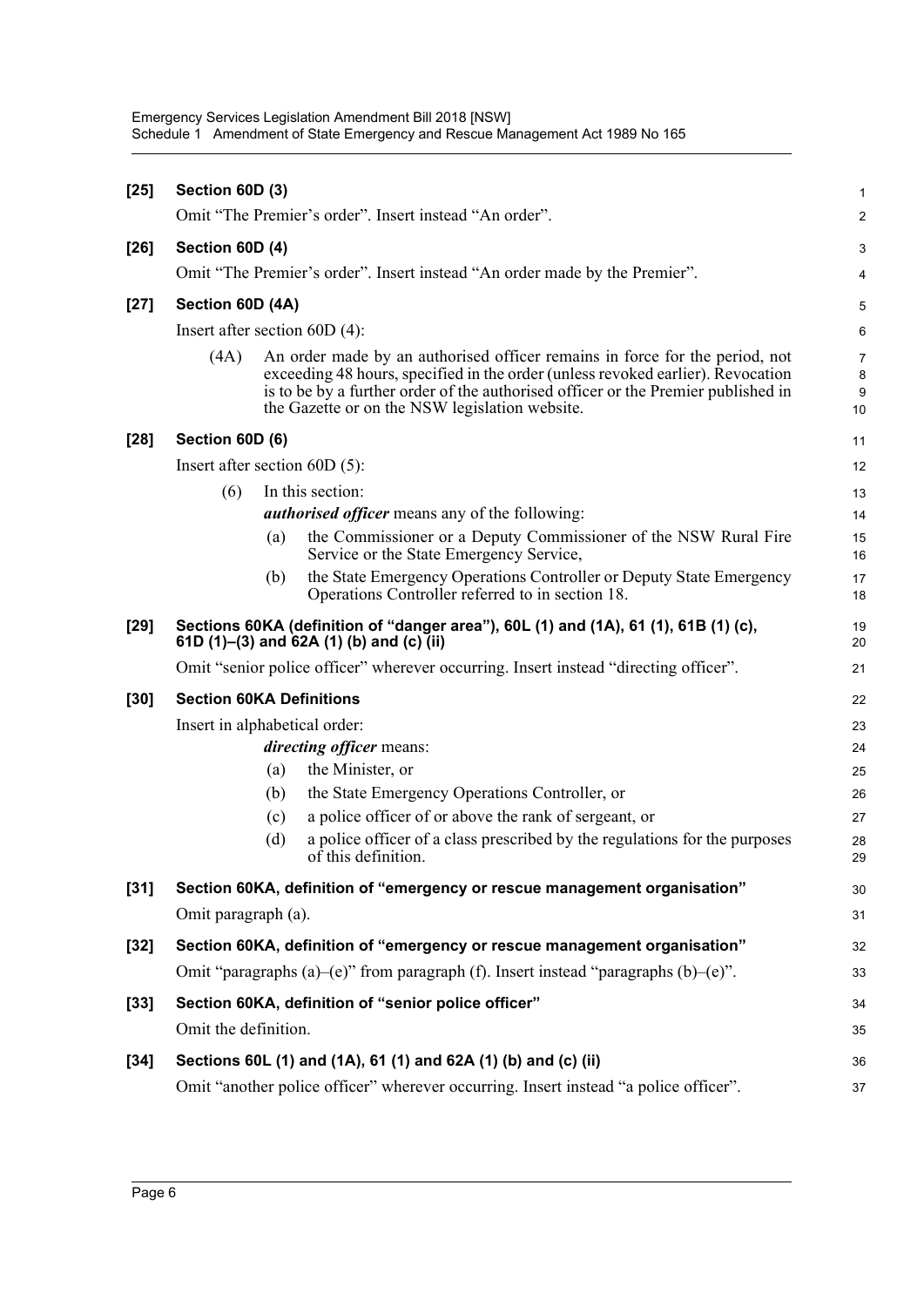**[25] Section 60D (3)**

Omit "The Premier's order". Insert instead "An order".

**[26] Section 60D (4)**

Omit "The Premier's order". Insert instead "An order made by the Premier".

**[27] Section 60D (4A)**

Insert after section 60D (4):

(4A) An order made by an authorised officer remains in force for the period, not exceeding 48 hours, specified in the order (unless revoked earlier). Revocation is to be by a further order of the authorised officer or the Premier published in the Gazette or on the NSW legislation website.

**[28] Section 60D (6)**

Insert after section 60D (5):

(6) In this section:

***authorised officer*** means any of the following:

(a) the Commissioner or a Deputy Commissioner of the NSW Rural Fire Service or the State Emergency Service,

(b) the State Emergency Operations Controller or Deputy State Emergency Operations Controller referred to in section 18.

**[29] Sections 60KA (definition of "danger area"), 60L (1) and (1A), 61 (1), 61B (1) (c), 61D (1)–(3) and 62A (1) (b) and (c) (ii)**

Omit "senior police officer" wherever occurring. Insert instead "directing officer".

**[30] Section 60KA Definitions**

Insert in alphabetical order:

***directing officer*** means:

(a) the Minister, or

(b) the State Emergency Operations Controller, or

(c) a police officer of or above the rank of sergeant, or

(d) a police officer of a class prescribed by the regulations for the purposes of this definition.

**[31] Section 60KA, definition of "emergency or rescue management organisation"**

Omit paragraph (a).

**[32] Section 60KA, definition of "emergency or rescue management organisation"**

Omit "paragraphs (a)–(e)" from paragraph (f). Insert instead "paragraphs (b)–(e)".

**[33] Section 60KA, definition of "senior police officer"**

Omit the definition.

**[34] Sections 60L (1) and (1A), 61 (1) and 62A (1) (b) and (c) (ii)**

Omit "another police officer" wherever occurring. Insert instead "a police officer".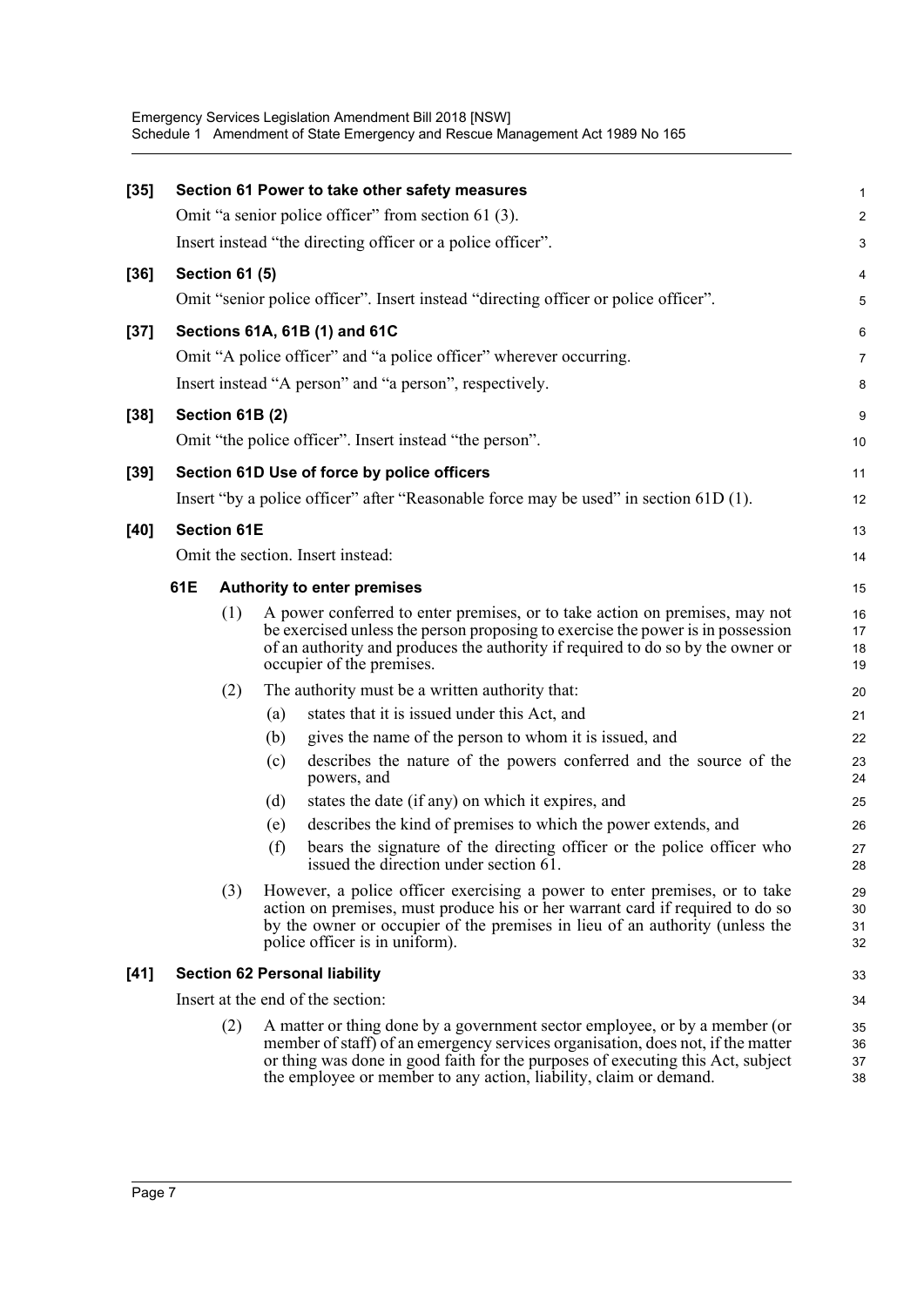**[35] Section 61 Power to take other safety measures**

Omit "a senior police officer" from section 61 (3).

Insert instead "the directing officer or a police officer".

**[36] Section 61 (5)**

Omit "senior police officer". Insert instead "directing officer or police officer".

**[37] Sections 61A, 61B (1) and 61C**

Omit "A police officer" and "a police officer" wherever occurring.

Insert instead "A person" and "a person", respectively.

**[38] Section 61B (2)**

Omit "the police officer". Insert instead "the person".

**[39] Section 61D Use of force by police officers**

Insert "by a police officer" after "Reasonable force may be used" in section 61D (1).

**[40] Section 61E**

Omit the section. Insert instead:

**61E Authority to enter premises**

(1) A power conferred to enter premises, or to take action on premises, may not be exercised unless the person proposing to exercise the power is in possession of an authority and produces the authority if required to do so by the owner or occupier of the premises.

(2) The authority must be a written authority that:

(a) states that it is issued under this Act, and

(b) gives the name of the person to whom it is issued, and

(c) describes the nature of the powers conferred and the source of the powers, and

(d) states the date (if any) on which it expires, and

(e) describes the kind of premises to which the power extends, and

(f) bears the signature of the directing officer or the police officer who issued the direction under section 61.

(3) However, a police officer exercising a power to enter premises, or to take action on premises, must produce his or her warrant card if required to do so by the owner or occupier of the premises in lieu of an authority (unless the police officer is in uniform).

**[41] Section 62 Personal liability**

Insert at the end of the section:

(2) A matter or thing done by a government sector employee, or by a member (or member of staff) of an emergency services organisation, does not, if the matter or thing was done in good faith for the purposes of executing this Act, subject the employee or member to any action, liability, claim or demand.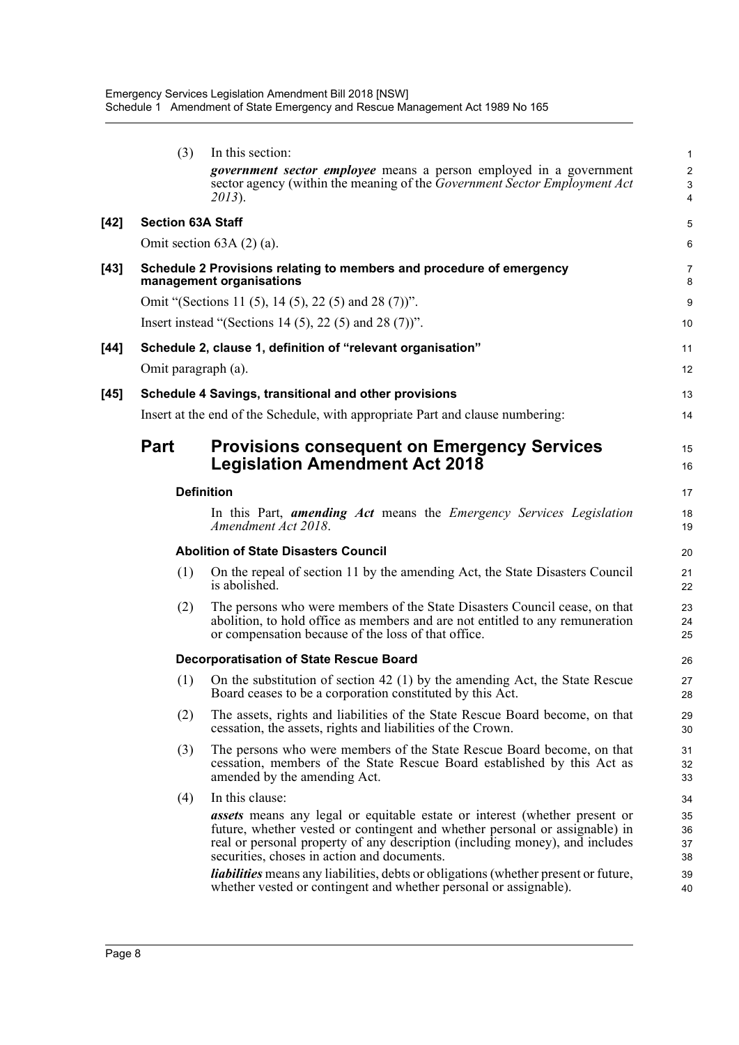(3) In this section:

***government sector employee*** means a person employed in a government sector agency (within the meaning of the *Government Sector Employment Act 2013*).

**[42] Section 63A Staff**

Omit section 63A (2) (a).

**[43] Schedule 2 Provisions relating to members and procedure of emergency management organisations**

Omit "(Sections 11 (5), 14 (5), 22 (5) and 28 (7))".

Insert instead "(Sections 14 (5), 22 (5) and 28 (7))".

**[44] Schedule 2, clause 1, definition of "relevant organisation"**

Omit paragraph (a).

**[45] Schedule 4 Savings, transitional and other provisions**

Insert at the end of the Schedule, with appropriate Part and clause numbering:

## Part Provisions consequent on Emergency Services Legislation Amendment Act 2018

**Definition**

In this Part, ***amending Act*** means the *Emergency Services Legislation Amendment Act 2018*.

**Abolition of State Disasters Council**

(1) On the repeal of section 11 by the amending Act, the State Disasters Council is abolished.

(2) The persons who were members of the State Disasters Council cease, on that abolition, to hold office as members and are not entitled to any remuneration or compensation because of the loss of that office.

**Decorporatisation of State Rescue Board**

(1) On the substitution of section 42 (1) by the amending Act, the State Rescue Board ceases to be a corporation constituted by this Act.

(2) The assets, rights and liabilities of the State Rescue Board become, on that cessation, the assets, rights and liabilities of the Crown.

(3) The persons who were members of the State Rescue Board become, on that cessation, members of the State Rescue Board established by this Act as amended by the amending Act.

(4) In this clause:

***assets*** means any legal or equitable estate or interest (whether present or future, whether vested or contingent and whether personal or assignable) in real or personal property of any description (including money), and includes securities, choses in action and documents.

***liabilities*** means any liabilities, debts or obligations (whether present or future, whether vested or contingent and whether personal or assignable).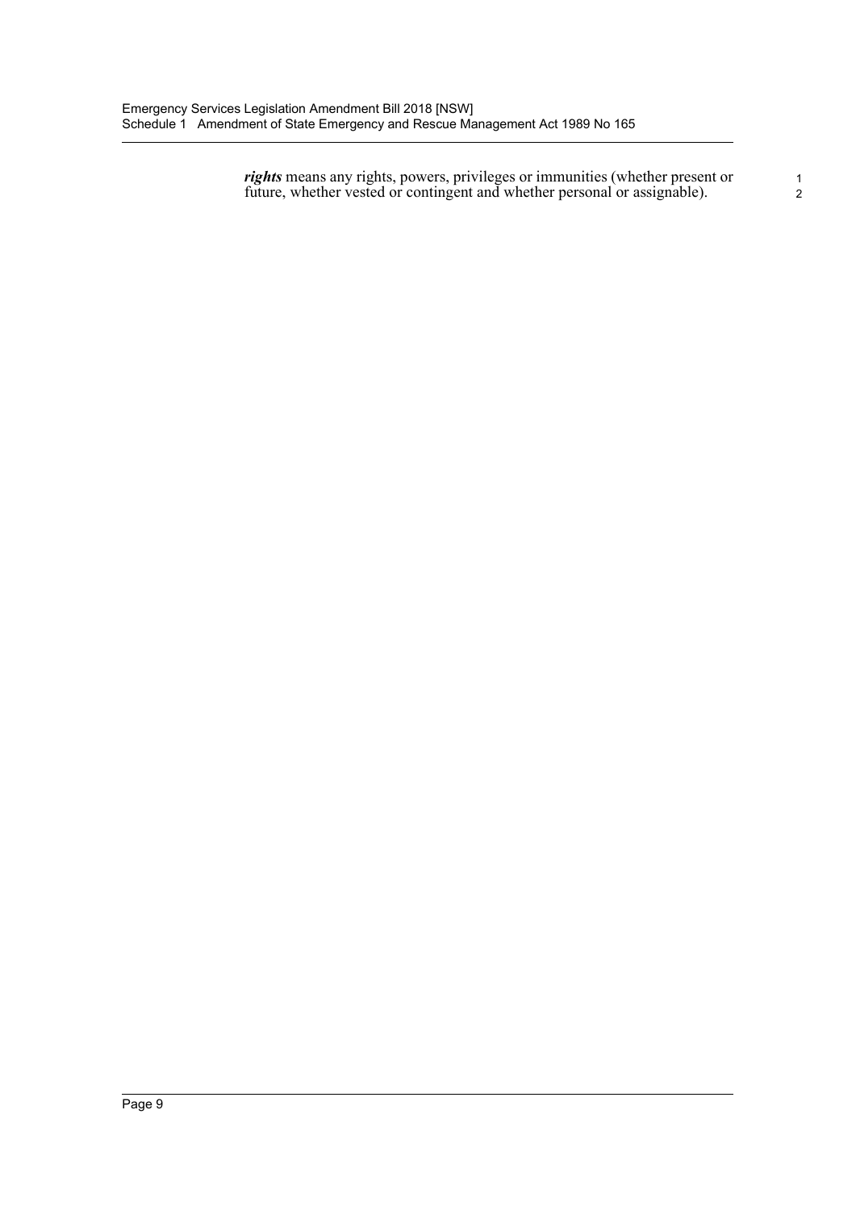***rights*** means any rights, powers, privileges or immunities (whether present or future, whether vested or contingent and whether personal or assignable).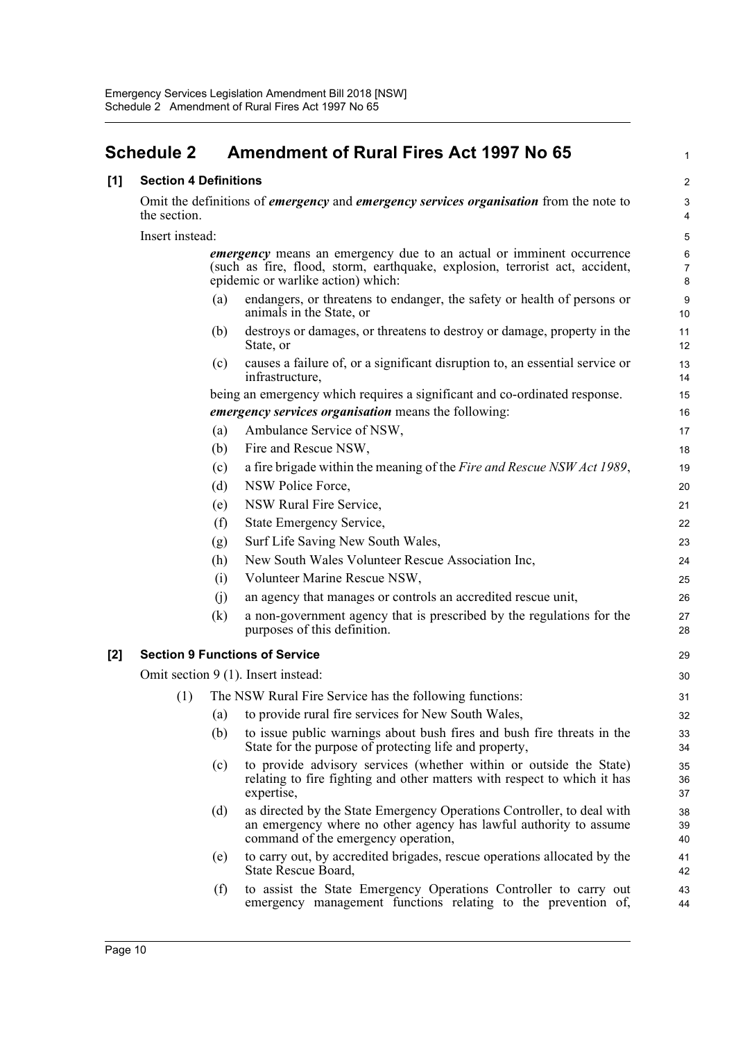## Schedule 2 Amendment of Rural Fires Act 1997 No 65

**[1] Section 4 Definitions**

Omit the definitions of ***emergency*** and ***emergency services organisation*** from the note to the section.

Insert instead:

> ***emergency*** means an emergency due to an actual or imminent occurrence (such as fire, flood, storm, earthquake, explosion, terrorist act, accident, epidemic or warlike action) which:
>
> (a) endangers, or threatens to endanger, the safety or health of persons or animals in the State, or
>
> (b) destroys or damages, or threatens to destroy or damage, property in the State, or
>
> (c) causes a failure of, or a significant disruption to, an essential service or infrastructure,
>
> being an emergency which requires a significant and co-ordinated response.
>
> ***emergency services organisation*** means the following:
>
> (a) Ambulance Service of NSW,
>
> (b) Fire and Rescue NSW,
>
> (c) a fire brigade within the meaning of the *Fire and Rescue NSW Act 1989*,
>
> (d) NSW Police Force,
>
> (e) NSW Rural Fire Service,
>
> (f) State Emergency Service,
>
> (g) Surf Life Saving New South Wales,
>
> (h) New South Wales Volunteer Rescue Association Inc,
>
> (i) Volunteer Marine Rescue NSW,
>
> (j) an agency that manages or controls an accredited rescue unit,
>
> (k) a non-government agency that is prescribed by the regulations for the purposes of this definition.

**[2] Section 9 Functions of Service**

Omit section 9 (1). Insert instead:

> (1) The NSW Rural Fire Service has the following functions:
>
> (a) to provide rural fire services for New South Wales,
>
> (b) to issue public warnings about bush fires and bush fire threats in the State for the purpose of protecting life and property,
>
> (c) to provide advisory services (whether within or outside the State) relating to fire fighting and other matters with respect to which it has expertise,
>
> (d) as directed by the State Emergency Operations Controller, to deal with an emergency where no other agency has lawful authority to assume command of the emergency operation,
>
> (e) to carry out, by accredited brigades, rescue operations allocated by the State Rescue Board,
>
> (f) to assist the State Emergency Operations Controller to carry out emergency management functions relating to the prevention of,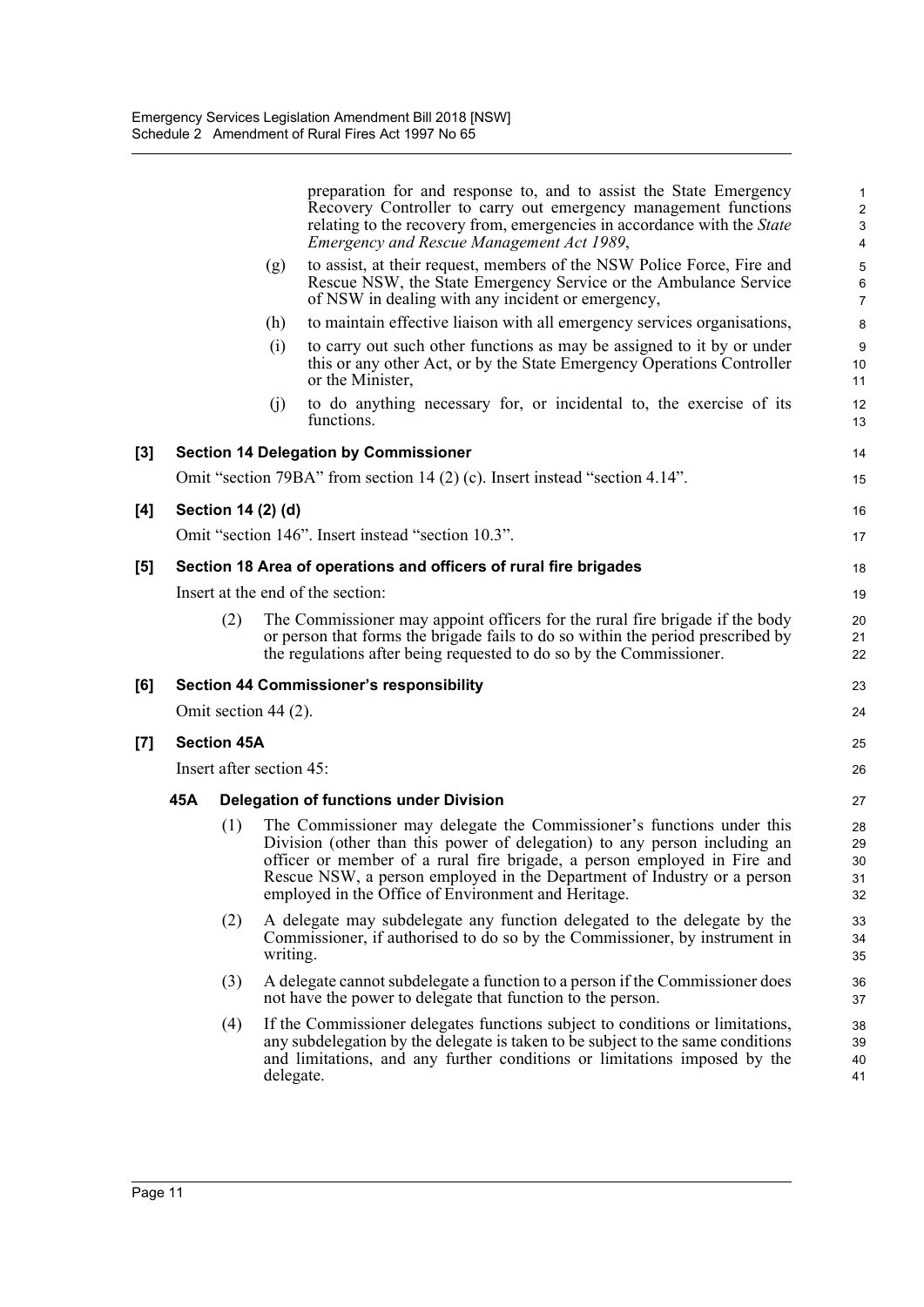preparation for and response to, and to assist the State Emergency Recovery Controller to carry out emergency management functions relating to the recovery from, emergencies in accordance with the *State Emergency and Rescue Management Act 1989*,

(g) to assist, at their request, members of the NSW Police Force, Fire and Rescue NSW, the State Emergency Service or the Ambulance Service of NSW in dealing with any incident or emergency,

(h) to maintain effective liaison with all emergency services organisations,

(i) to carry out such other functions as may be assigned to it by or under this or any other Act, or by the State Emergency Operations Controller or the Minister,

(j) to do anything necessary for, or incidental to, the exercise of its functions.

**[3] Section 14 Delegation by Commissioner**

Omit "section 79BA" from section 14 (2) (c). Insert instead "section 4.14".

**[4] Section 14 (2) (d)**

Omit "section 146". Insert instead "section 10.3".

**[5] Section 18 Area of operations and officers of rural fire brigades**

Insert at the end of the section:

(2) The Commissioner may appoint officers for the rural fire brigade if the body or person that forms the brigade fails to do so within the period prescribed by the regulations after being requested to do so by the Commissioner.

**[6] Section 44 Commissioner's responsibility**

Omit section 44 (2).

**[7] Section 45A**

Insert after section 45:

**45A Delegation of functions under Division**

(1) The Commissioner may delegate the Commissioner's functions under this Division (other than this power of delegation) to any person including an officer or member of a rural fire brigade, a person employed in Fire and Rescue NSW, a person employed in the Department of Industry or a person employed in the Office of Environment and Heritage.

(2) A delegate may subdelegate any function delegated to the delegate by the Commissioner, if authorised to do so by the Commissioner, by instrument in writing.

(3) A delegate cannot subdelegate a function to a person if the Commissioner does not have the power to delegate that function to the person.

(4) If the Commissioner delegates functions subject to conditions or limitations, any subdelegation by the delegate is taken to be subject to the same conditions and limitations, and any further conditions or limitations imposed by the delegate.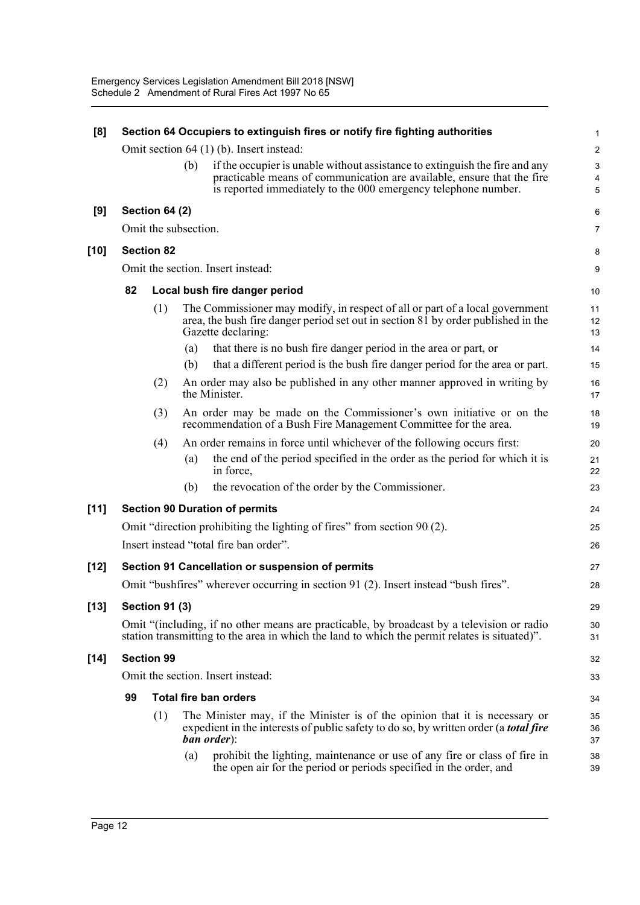**[8] Section 64 Occupiers to extinguish fires or notify fire fighting authorities**

Omit section 64 (1) (b). Insert instead:

> (b) if the occupier is unable without assistance to extinguish the fire and any practicable means of communication are available, ensure that the fire is reported immediately to the 000 emergency telephone number.

**[9] Section 64 (2)**

Omit the subsection.

**[10] Section 82**

Omit the section. Insert instead:

**82 Local bush fire danger period**

(1) The Commissioner may modify, in respect of all or part of a local government area, the bush fire danger period set out in section 81 by order published in the Gazette declaring:

(a) that there is no bush fire danger period in the area or part, or

(b) that a different period is the bush fire danger period for the area or part.

(2) An order may also be published in any other manner approved in writing by the Minister.

(3) An order may be made on the Commissioner's own initiative or on the recommendation of a Bush Fire Management Committee for the area.

(4) An order remains in force until whichever of the following occurs first:

(a) the end of the period specified in the order as the period for which it is in force,

(b) the revocation of the order by the Commissioner.

**[11] Section 90 Duration of permits**

Omit "direction prohibiting the lighting of fires" from section 90 (2).

Insert instead "total fire ban order".

**[12] Section 91 Cancellation or suspension of permits**

Omit "bushfires" wherever occurring in section 91 (2). Insert instead "bush fires".

**[13] Section 91 (3)**

Omit "(including, if no other means are practicable, by broadcast by a television or radio station transmitting to the area in which the land to which the permit relates is situated)".

**[14] Section 99**

Omit the section. Insert instead:

**99 Total fire ban orders**

(1) The Minister may, if the Minister is of the opinion that it is necessary or expedient in the interests of public safety to do so, by written order (a ***total fire ban order***):

(a) prohibit the lighting, maintenance or use of any fire or class of fire in the open air for the period or periods specified in the order, and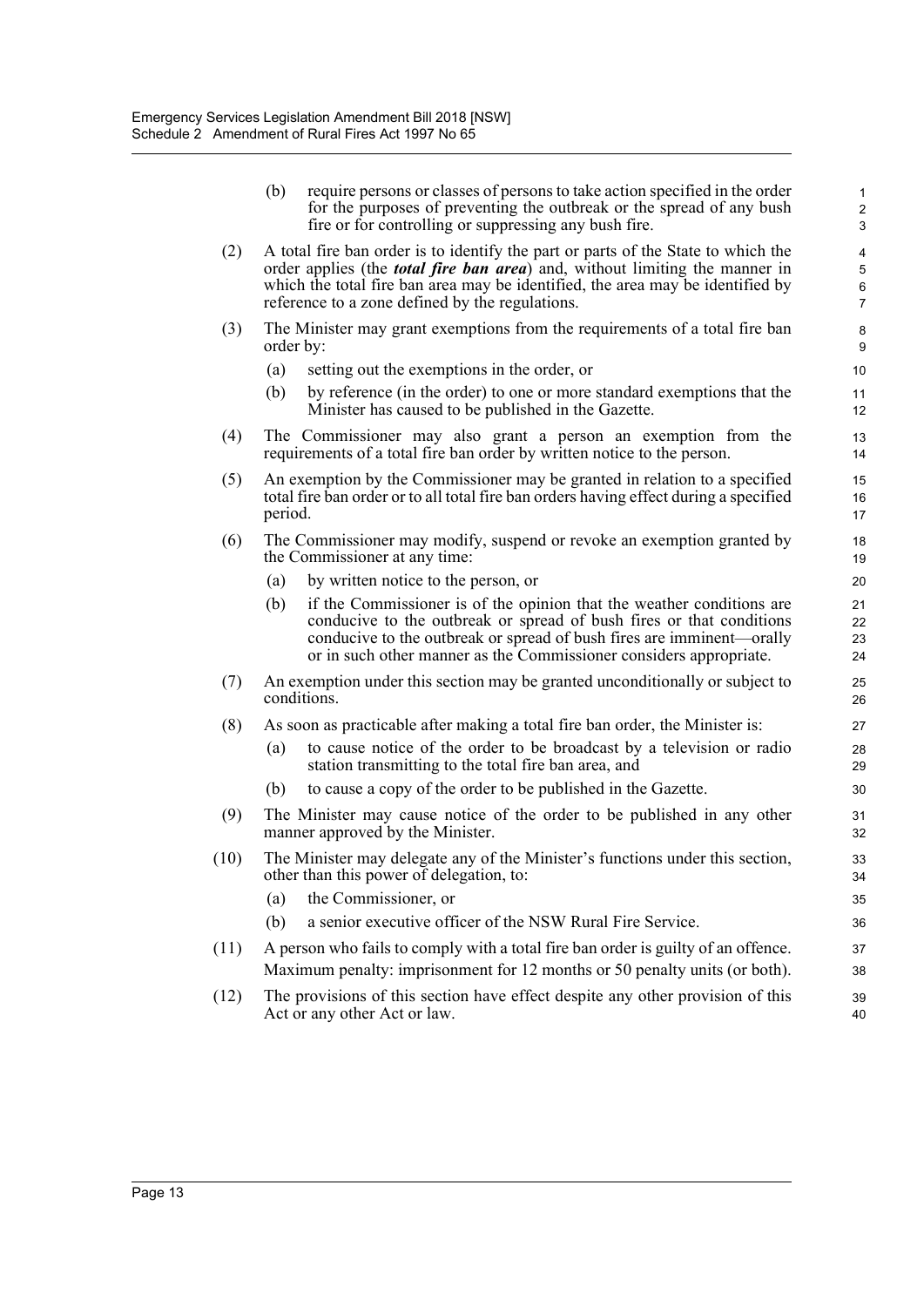(b) require persons or classes of persons to take action specified in the order for the purposes of preventing the outbreak or the spread of any bush fire or for controlling or suppressing any bush fire.

(2) A total fire ban order is to identify the part or parts of the State to which the order applies (the ***total fire ban area***) and, without limiting the manner in which the total fire ban area may be identified, the area may be identified by reference to a zone defined by the regulations.

(3) The Minister may grant exemptions from the requirements of a total fire ban order by:

(a) setting out the exemptions in the order, or

(b) by reference (in the order) to one or more standard exemptions that the Minister has caused to be published in the Gazette.

(4) The Commissioner may also grant a person an exemption from the requirements of a total fire ban order by written notice to the person.

(5) An exemption by the Commissioner may be granted in relation to a specified total fire ban order or to all total fire ban orders having effect during a specified period.

(6) The Commissioner may modify, suspend or revoke an exemption granted by the Commissioner at any time:

(a) by written notice to the person, or

(b) if the Commissioner is of the opinion that the weather conditions are conducive to the outbreak or spread of bush fires or that conditions conducive to the outbreak or spread of bush fires are imminent—orally or in such other manner as the Commissioner considers appropriate.

(7) An exemption under this section may be granted unconditionally or subject to conditions.

(8) As soon as practicable after making a total fire ban order, the Minister is:

(a) to cause notice of the order to be broadcast by a television or radio station transmitting to the total fire ban area, and

(b) to cause a copy of the order to be published in the Gazette.

(9) The Minister may cause notice of the order to be published in any other manner approved by the Minister.

(10) The Minister may delegate any of the Minister's functions under this section, other than this power of delegation, to:

(a) the Commissioner, or

(b) a senior executive officer of the NSW Rural Fire Service.

(11) A person who fails to comply with a total fire ban order is guilty of an offence.

Maximum penalty: imprisonment for 12 months or 50 penalty units (or both).

(12) The provisions of this section have effect despite any other provision of this Act or any other Act or law.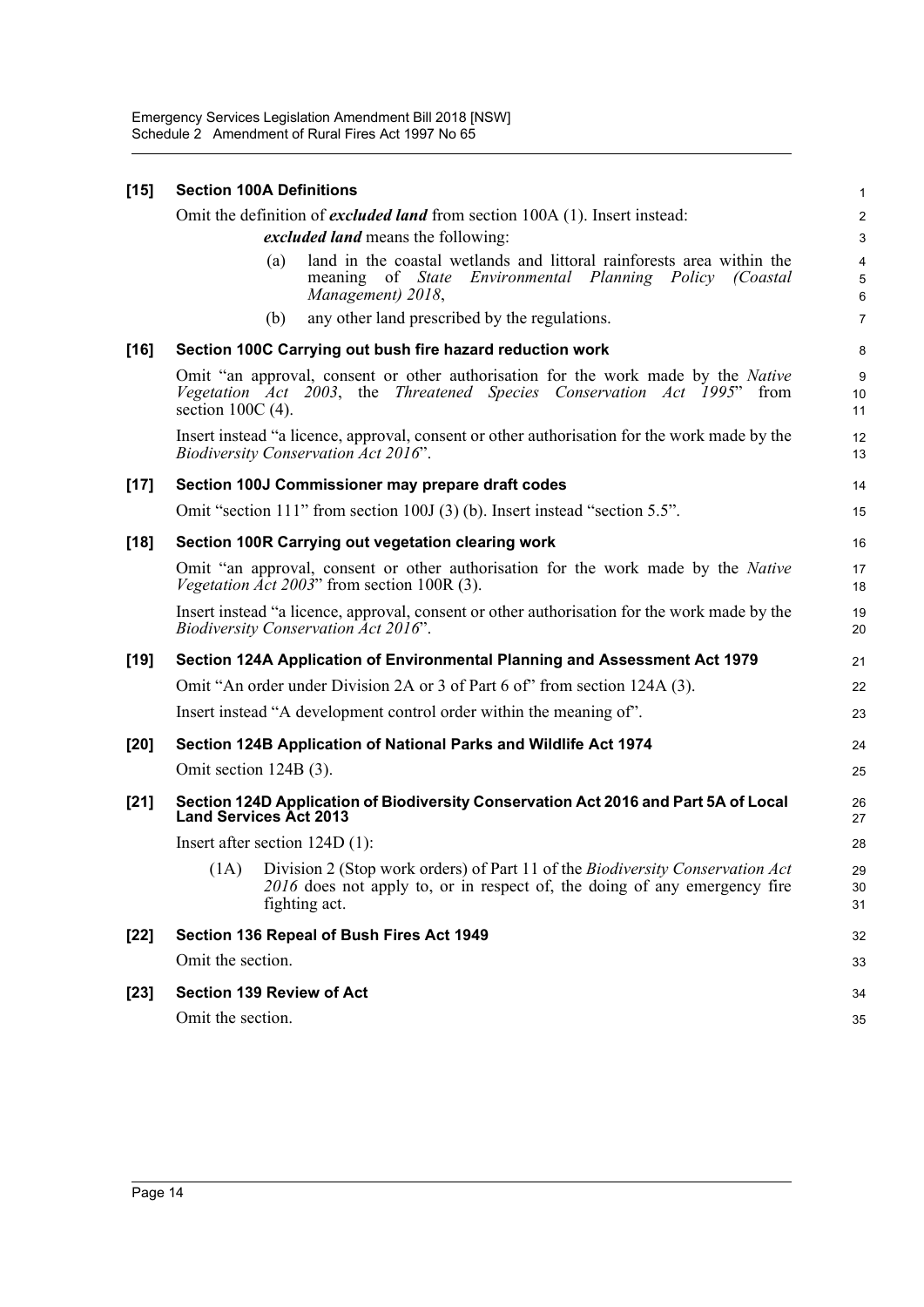**[15] Section 100A Definitions**

Omit the definition of ***excluded land*** from section 100A (1). Insert instead:

> ***excluded land*** means the following:
>
> (a) land in the coastal wetlands and littoral rainforests area within the meaning of *State Environmental Planning Policy (Coastal Management) 2018*,
>
> (b) any other land prescribed by the regulations.

**[16] Section 100C Carrying out bush fire hazard reduction work**

Omit "an approval, consent or other authorisation for the work made by the *Native Vegetation Act 2003*, the *Threatened Species Conservation Act 1995*" from section 100C (4).

Insert instead "a licence, approval, consent or other authorisation for the work made by the *Biodiversity Conservation Act 2016*".

**[17] Section 100J Commissioner may prepare draft codes**

Omit "section 111" from section 100J (3) (b). Insert instead "section 5.5".

**[18] Section 100R Carrying out vegetation clearing work**

Omit "an approval, consent or other authorisation for the work made by the *Native Vegetation Act 2003*" from section 100R (3).

Insert instead "a licence, approval, consent or other authorisation for the work made by the *Biodiversity Conservation Act 2016*".

**[19] Section 124A Application of Environmental Planning and Assessment Act 1979**

Omit "An order under Division 2A or 3 of Part 6 of" from section 124A (3).

Insert instead "A development control order within the meaning of".

**[20] Section 124B Application of National Parks and Wildlife Act 1974**

Omit section 124B (3).

**[21] Section 124D Application of Biodiversity Conservation Act 2016 and Part 5A of Local Land Services Act 2013**

Insert after section 124D (1):

> (1A) Division 2 (Stop work orders) of Part 11 of the *Biodiversity Conservation Act 2016* does not apply to, or in respect of, the doing of any emergency fire fighting act.

**[22] Section 136 Repeal of Bush Fires Act 1949**

Omit the section.

**[23] Section 139 Review of Act**

Omit the section.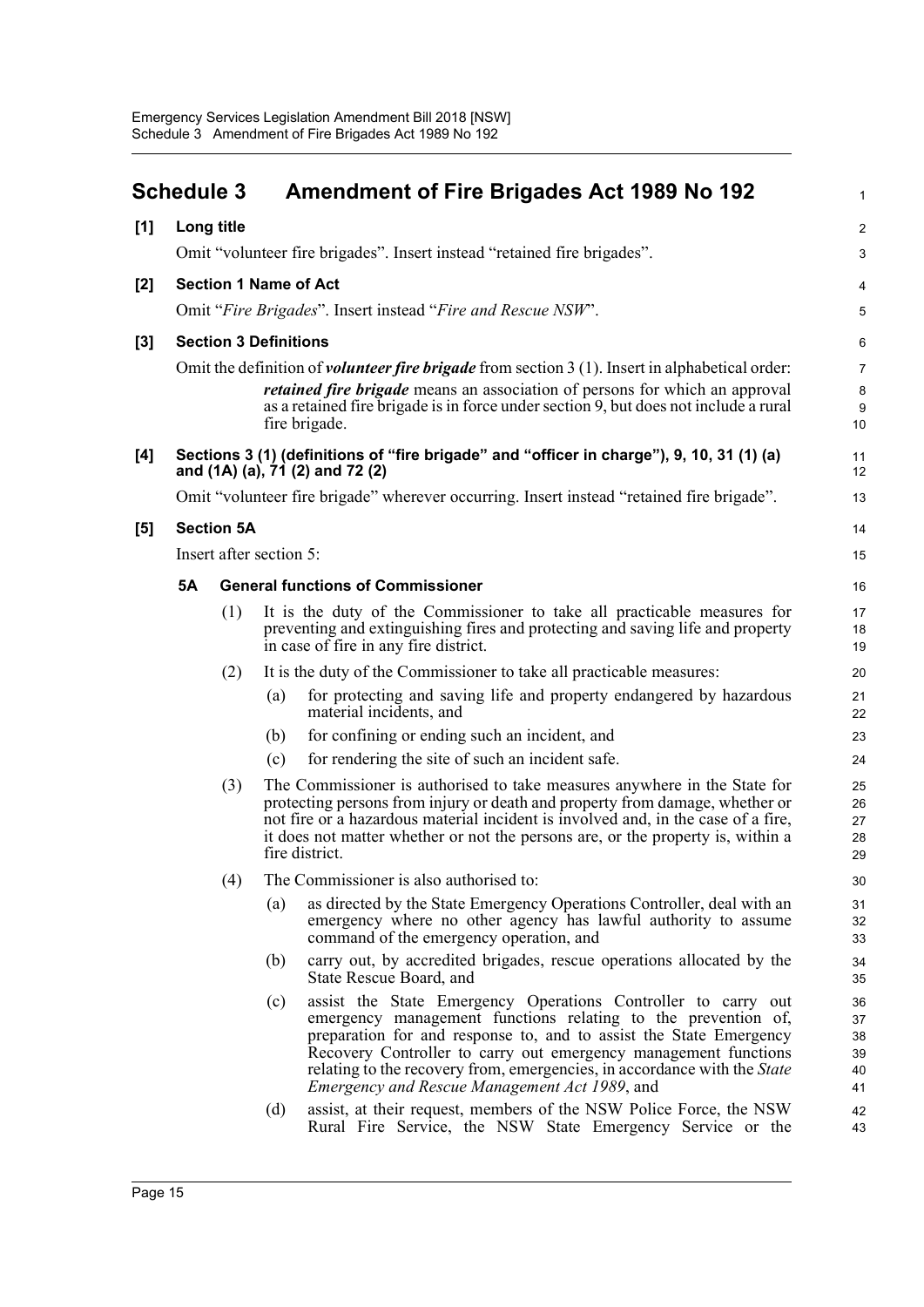## Schedule 3 Amendment of Fire Brigades Act 1989 No 192

**[1] Long title**

Omit "volunteer fire brigades". Insert instead "retained fire brigades".

**[2] Section 1 Name of Act**

Omit "*Fire Brigades*". Insert instead "*Fire and Rescue NSW*".

**[3] Section 3 Definitions**

Omit the definition of ***volunteer fire brigade*** from section 3 (1). Insert in alphabetical order:

> ***retained fire brigade*** means an association of persons for which an approval as a retained fire brigade is in force under section 9, but does not include a rural fire brigade.

**[4] Sections 3 (1) (definitions of "fire brigade" and "officer in charge"), 9, 10, 31 (1) (a) and (1A) (a), 71 (2) and 72 (2)**

Omit "volunteer fire brigade" wherever occurring. Insert instead "retained fire brigade".

**[5] Section 5A**

Insert after section 5:

**5A General functions of Commissioner**

(1) It is the duty of the Commissioner to take all practicable measures for preventing and extinguishing fires and protecting and saving life and property in case of fire in any fire district.

(2) It is the duty of the Commissioner to take all practicable measures:

(a) for protecting and saving life and property endangered by hazardous material incidents, and

(b) for confining or ending such an incident, and

(c) for rendering the site of such an incident safe.

(3) The Commissioner is authorised to take measures anywhere in the State for protecting persons from injury or death and property from damage, whether or not fire or a hazardous material incident is involved and, in the case of a fire, it does not matter whether or not the persons are, or the property is, within a fire district.

(4) The Commissioner is also authorised to:

(a) as directed by the State Emergency Operations Controller, deal with an emergency where no other agency has lawful authority to assume command of the emergency operation, and

(b) carry out, by accredited brigades, rescue operations allocated by the State Rescue Board, and

(c) assist the State Emergency Operations Controller to carry out emergency management functions relating to the prevention of, preparation for and response to, and to assist the State Emergency Recovery Controller to carry out emergency management functions relating to the recovery from, emergencies, in accordance with the *State Emergency and Rescue Management Act 1989*, and

(d) assist, at their request, members of the NSW Police Force, the NSW Rural Fire Service, the NSW State Emergency Service or the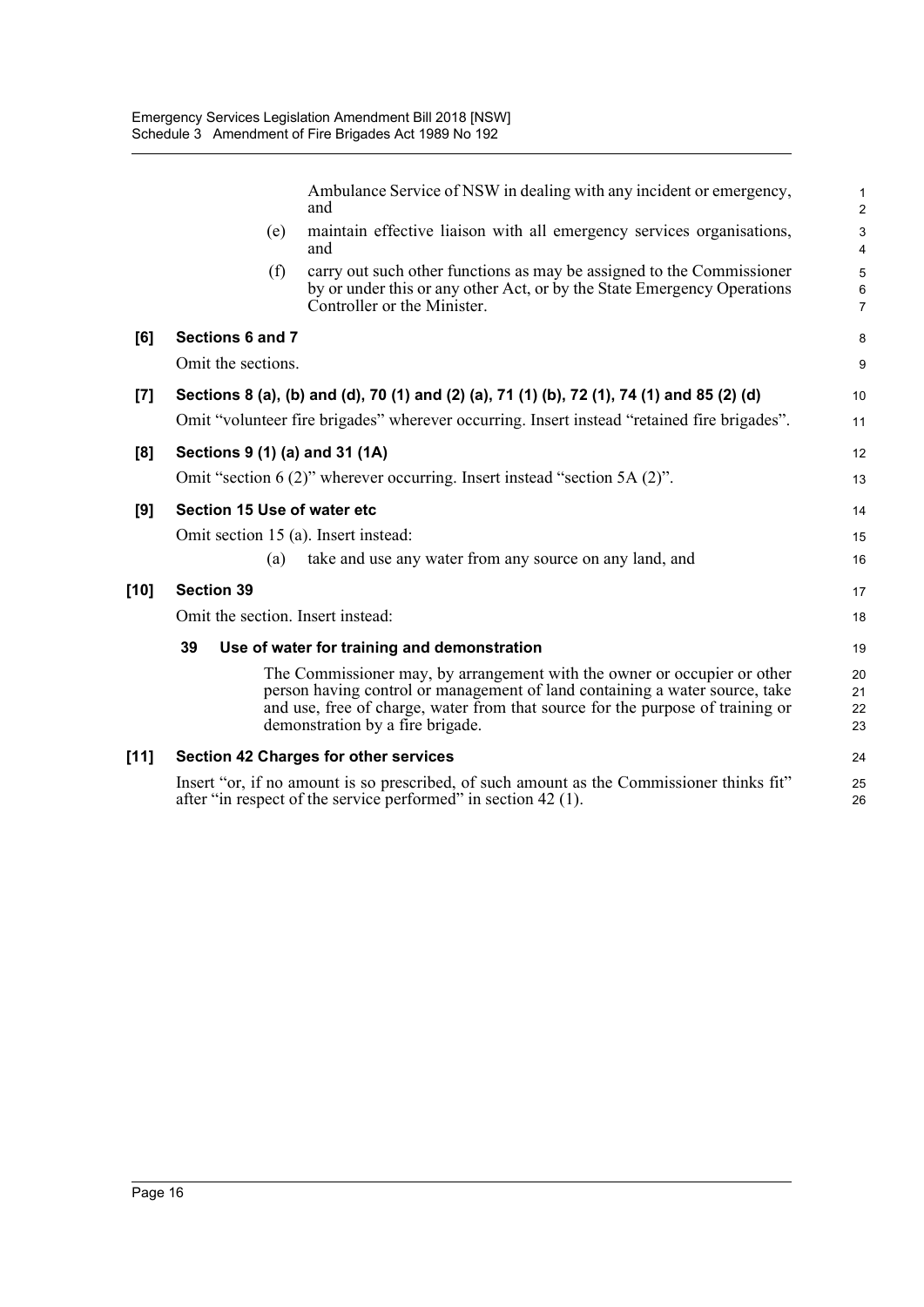Ambulance Service of NSW in dealing with any incident or emergency, and

(e) maintain effective liaison with all emergency services organisations, and

(f) carry out such other functions as may be assigned to the Commissioner by or under this or any other Act, or by the State Emergency Operations Controller or the Minister.

**[6] Sections 6 and 7**

Omit the sections.

**[7] Sections 8 (a), (b) and (d), 70 (1) and (2) (a), 71 (1) (b), 72 (1), 74 (1) and 85 (2) (d)**

Omit "volunteer fire brigades" wherever occurring. Insert instead "retained fire brigades".

**[8] Sections 9 (1) (a) and 31 (1A)**

Omit "section 6 (2)" wherever occurring. Insert instead "section 5A (2)".

**[9] Section 15 Use of water etc**

Omit section 15 (a). Insert instead:

(a) take and use any water from any source on any land, and

**[10] Section 39**

Omit the section. Insert instead:

**39 Use of water for training and demonstration**

The Commissioner may, by arrangement with the owner or occupier or other person having control or management of land containing a water source, take and use, free of charge, water from that source for the purpose of training or demonstration by a fire brigade.

**[11] Section 42 Charges for other services**

Insert "or, if no amount is so prescribed, of such amount as the Commissioner thinks fit" after "in respect of the service performed" in section 42 (1).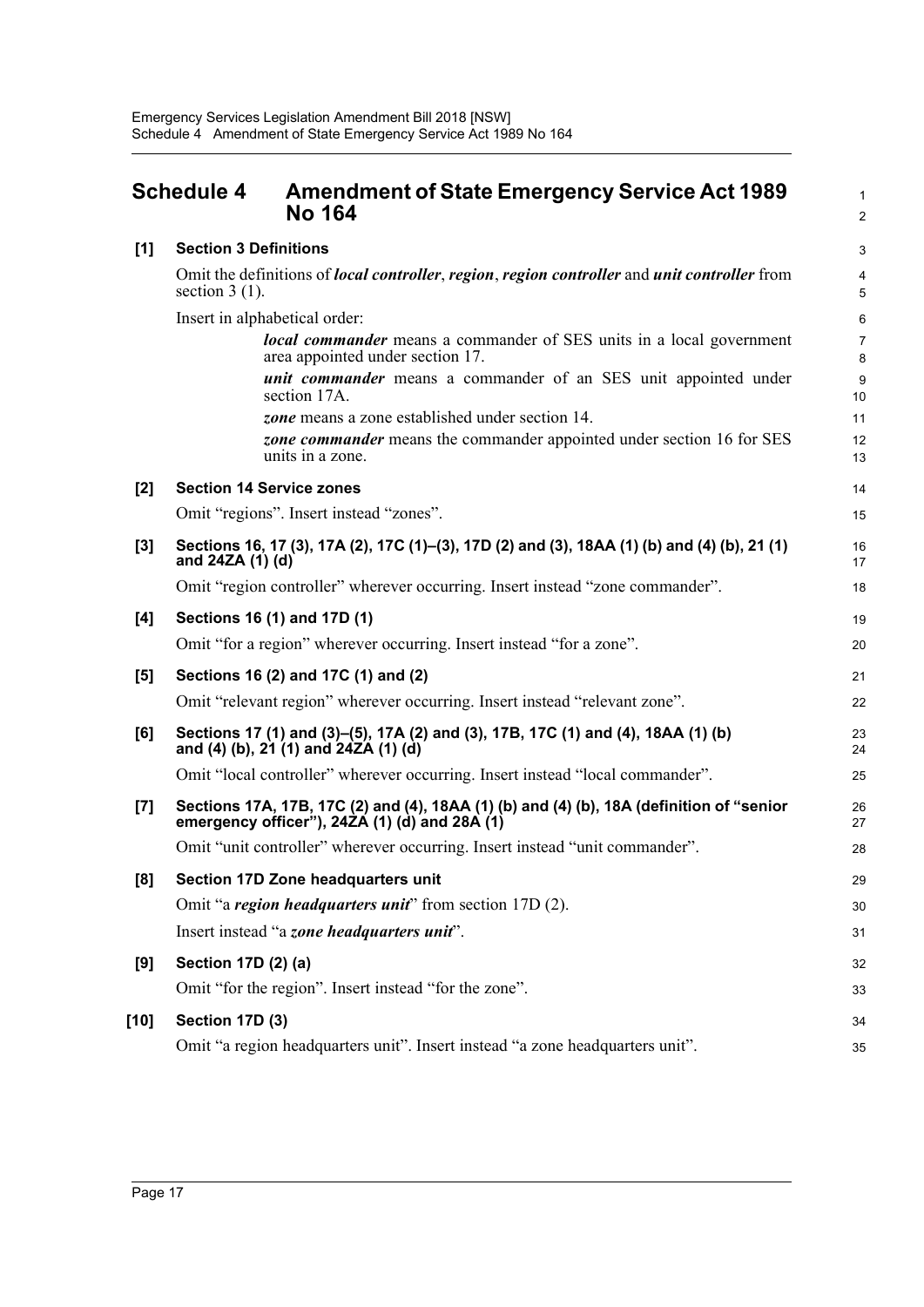# Schedule 4 Amendment of State Emergency Service Act 1989 No 164

**[1] Section 3 Definitions**

Omit the definitions of ***local controller***, ***region***, ***region controller*** and ***unit controller*** from section 3 (1).

Insert in alphabetical order:

> ***local commander*** means a commander of SES units in a local government area appointed under section 17.
>
> ***unit commander*** means a commander of an SES unit appointed under section 17A.
>
> ***zone*** means a zone established under section 14.
>
> ***zone commander*** means the commander appointed under section 16 for SES units in a zone.

**[2] Section 14 Service zones**

Omit "regions". Insert instead "zones".

**[3] Sections 16, 17 (3), 17A (2), 17C (1)–(3), 17D (2) and (3), 18AA (1) (b) and (4) (b), 21 (1) and 24ZA (1) (d)**

Omit "region controller" wherever occurring. Insert instead "zone commander".

**[4] Sections 16 (1) and 17D (1)**

Omit "for a region" wherever occurring. Insert instead "for a zone".

**[5] Sections 16 (2) and 17C (1) and (2)**

Omit "relevant region" wherever occurring. Insert instead "relevant zone".

**[6] Sections 17 (1) and (3)–(5), 17A (2) and (3), 17B, 17C (1) and (4), 18AA (1) (b) and (4) (b), 21 (1) and 24ZA (1) (d)**

Omit "local controller" wherever occurring. Insert instead "local commander".

**[7] Sections 17A, 17B, 17C (2) and (4), 18AA (1) (b) and (4) (b), 18A (definition of "senior emergency officer"), 24ZA (1) (d) and 28A (1)**

Omit "unit controller" wherever occurring. Insert instead "unit commander".

**[8] Section 17D Zone headquarters unit**

Omit "a ***region headquarters unit***" from section 17D (2).

Insert instead "a ***zone headquarters unit***".

**[9] Section 17D (2) (a)**

Omit "for the region". Insert instead "for the zone".

**[10] Section 17D (3)**

Omit "a region headquarters unit". Insert instead "a zone headquarters unit".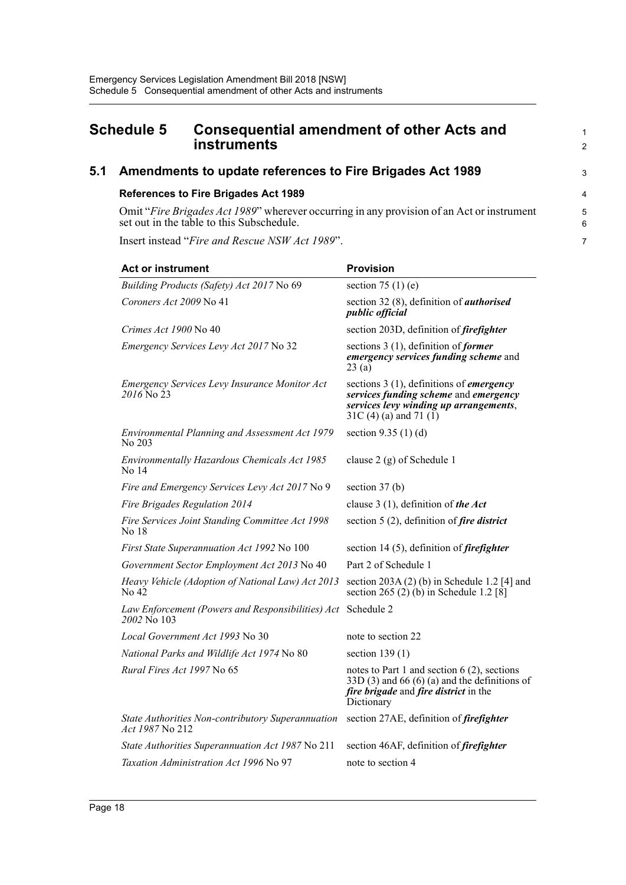# Schedule 5 Consequential amendment of other Acts and instruments

## 5.1 Amendments to update references to Fire Brigades Act 1989

### References to Fire Brigades Act 1989

Omit "*Fire Brigades Act 1989*" wherever occurring in any provision of an Act or instrument set out in the table to this Subschedule.

Insert instead "*Fire and Rescue NSW Act 1989*".

| Act or instrument | Provision |
|---|---|
| *Building Products (Safety) Act 2017* No 69 | section 75 (1) (e) |
| *Coroners Act 2009* No 41 | section 32 (8), definition of ***authorised public official*** |
| *Crimes Act 1900* No 40 | section 203D, definition of ***firefighter*** |
| *Emergency Services Levy Act 2017* No 32 | sections 3 (1), definition of ***former emergency services funding scheme*** and 23 (a) |
| *Emergency Services Levy Insurance Monitor Act 2016* No 23 | sections 3 (1), definitions of ***emergency services funding scheme*** and ***emergency services levy winding up arrangements***, 31C (4) (a) and 71 (1) |
| *Environmental Planning and Assessment Act 1979* No 203 | section 9.35 (1) (d) |
| *Environmentally Hazardous Chemicals Act 1985* No 14 | clause 2 (g) of Schedule 1 |
| *Fire and Emergency Services Levy Act 2017* No 9 | section 37 (b) |
| *Fire Brigades Regulation 2014* | clause 3 (1), definition of ***the Act*** |
| *Fire Services Joint Standing Committee Act 1998* No 18 | section 5 (2), definition of ***fire district*** |
| *First State Superannuation Act 1992* No 100 | section 14 (5), definition of ***firefighter*** |
| *Government Sector Employment Act 2013* No 40 | Part 2 of Schedule 1 |
| *Heavy Vehicle (Adoption of National Law) Act 2013* No 42 | section 203A (2) (b) in Schedule 1.2 [4] and section 265 (2) (b) in Schedule 1.2 [8] |
| *Law Enforcement (Powers and Responsibilities) Act 2002* No 103 | Schedule 2 |
| *Local Government Act 1993* No 30 | note to section 22 |
| *National Parks and Wildlife Act 1974* No 80 | section 139 (1) |
| *Rural Fires Act 1997* No 65 | notes to Part 1 and section 6 (2), sections 33D (3) and 66 (6) (a) and the definitions of ***fire brigade*** and ***fire district*** in the Dictionary |
| *State Authorities Non-contributory Superannuation Act 1987* No 212 | section 27AE, definition of ***firefighter*** |
| *State Authorities Superannuation Act 1987* No 211 | section 46AF, definition of ***firefighter*** |
| *Taxation Administration Act 1996* No 97 | note to section 4 |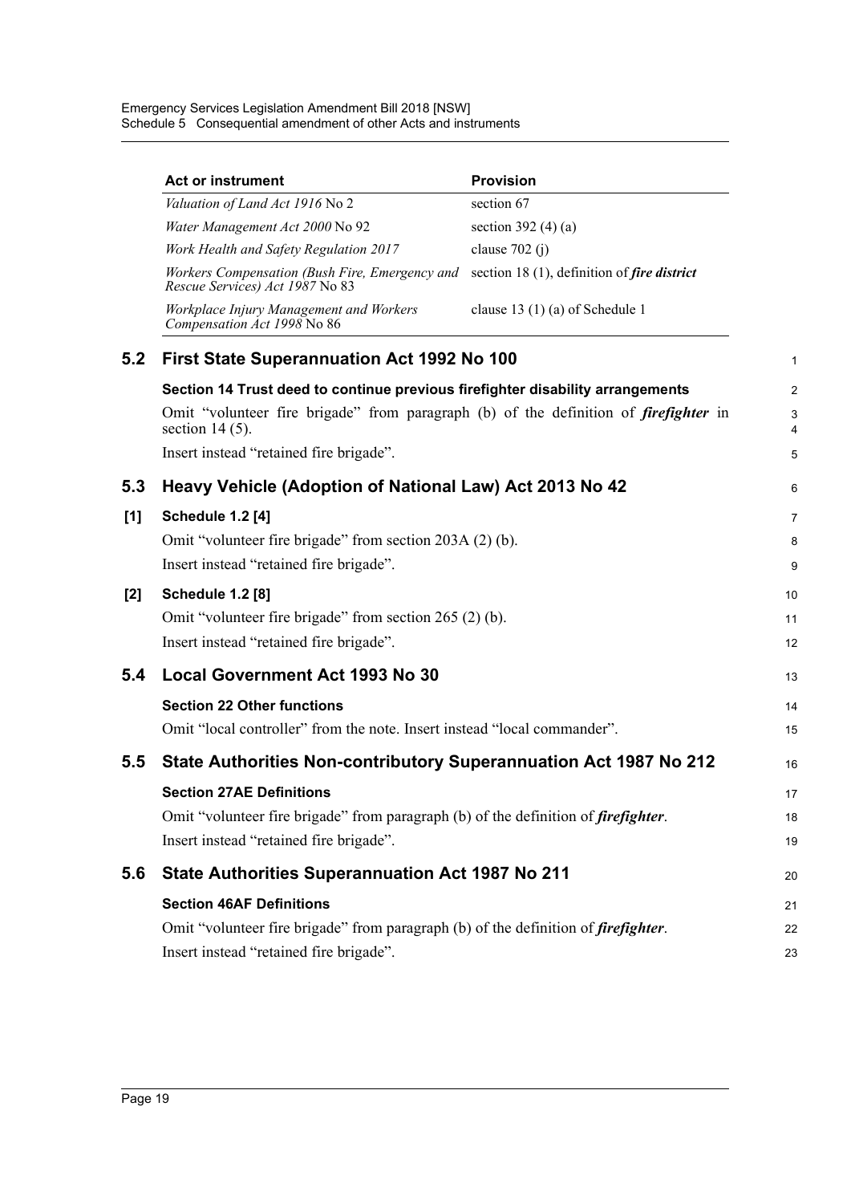| Act or instrument | Provision |
| --- | --- |
| *Valuation of Land Act 1916* No 2 | section 67 |
| *Water Management Act 2000* No 92 | section 392 (4) (a) |
| *Work Health and Safety Regulation 2017* | clause 702 (j) |
| *Workers Compensation (Bush Fire, Emergency and Rescue Services) Act 1987* No 83 | section 18 (1), definition of ***fire district*** |
| *Workplace Injury Management and Workers Compensation Act 1998* No 86 | clause 13 (1) (a) of Schedule 1 |

## 5.2 First State Superannuation Act 1992 No 100

**Section 14 Trust deed to continue previous firefighter disability arrangements**

Omit "volunteer fire brigade" from paragraph (b) of the definition of ***firefighter*** in section 14 (5).

Insert instead "retained fire brigade".

## 5.3 Heavy Vehicle (Adoption of National Law) Act 2013 No 42

**[1] Schedule 1.2 [4]**

Omit "volunteer fire brigade" from section 203A (2) (b).

Insert instead "retained fire brigade".

**[2] Schedule 1.2 [8]**

Omit "volunteer fire brigade" from section 265 (2) (b).

Insert instead "retained fire brigade".

## 5.4 Local Government Act 1993 No 30

**Section 22 Other functions**

Omit "local controller" from the note. Insert instead "local commander".

## 5.5 State Authorities Non-contributory Superannuation Act 1987 No 212

**Section 27AE Definitions**

Omit "volunteer fire brigade" from paragraph (b) of the definition of ***firefighter***.

Insert instead "retained fire brigade".

## 5.6 State Authorities Superannuation Act 1987 No 211

**Section 46AF Definitions**

Omit "volunteer fire brigade" from paragraph (b) of the definition of ***firefighter***.

Insert instead "retained fire brigade".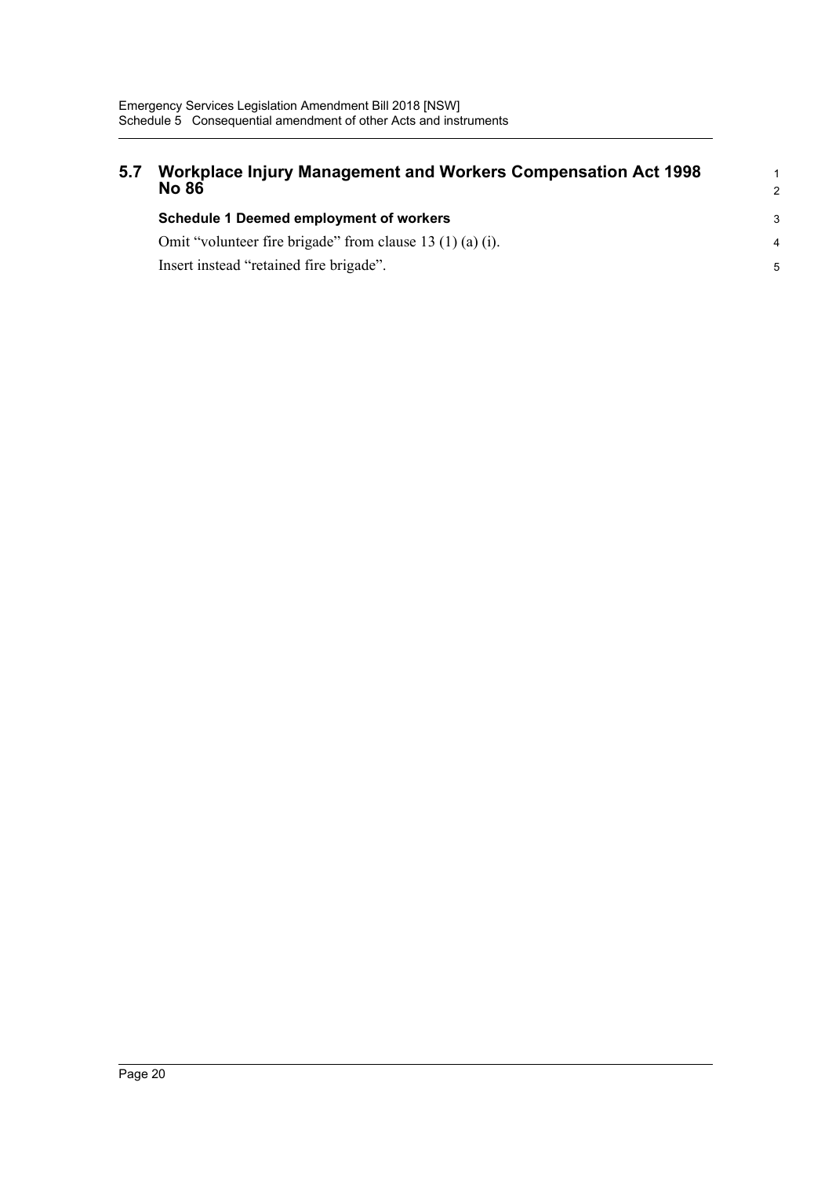## 5.7 Workplace Injury Management and Workers Compensation Act 1998 No 86

**Schedule 1 Deemed employment of workers**

Omit "volunteer fire brigade" from clause 13 (1) (a) (i).

Insert instead "retained fire brigade".